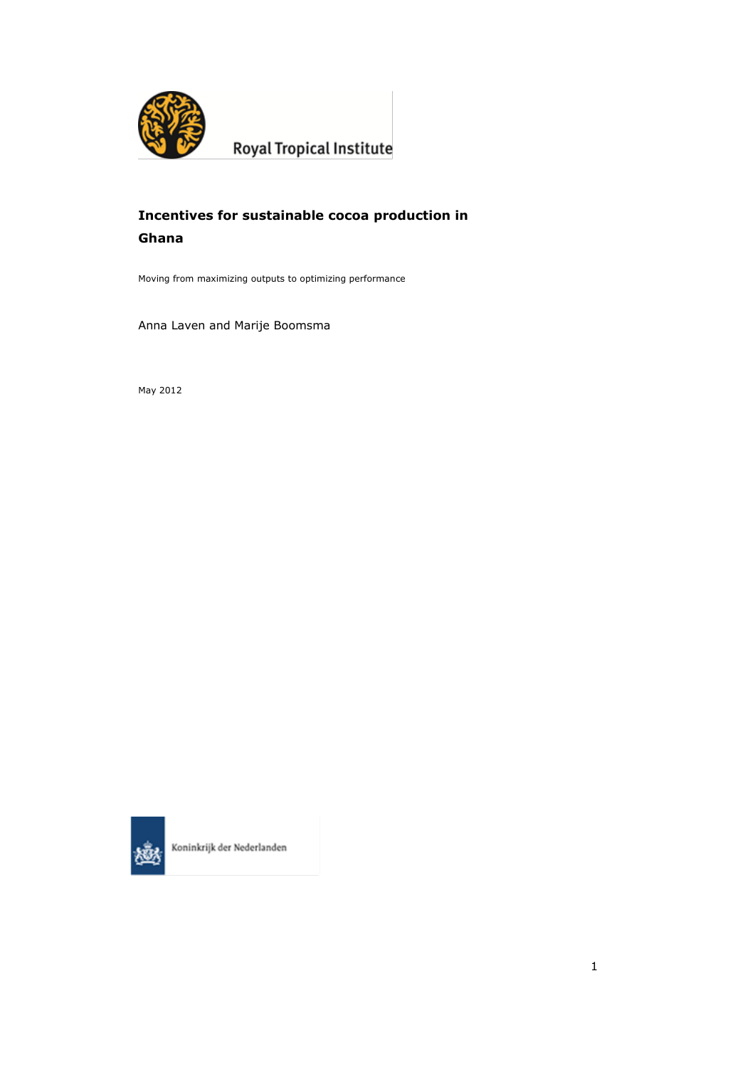Royal Tropical Institute

# Incentives for sustainable cocoa production in Ghana

Moving from maximizing outputs to optimizing performance

Anna Laven and Marije Boomsma

May 2012

Koninkrijk der Nederlanden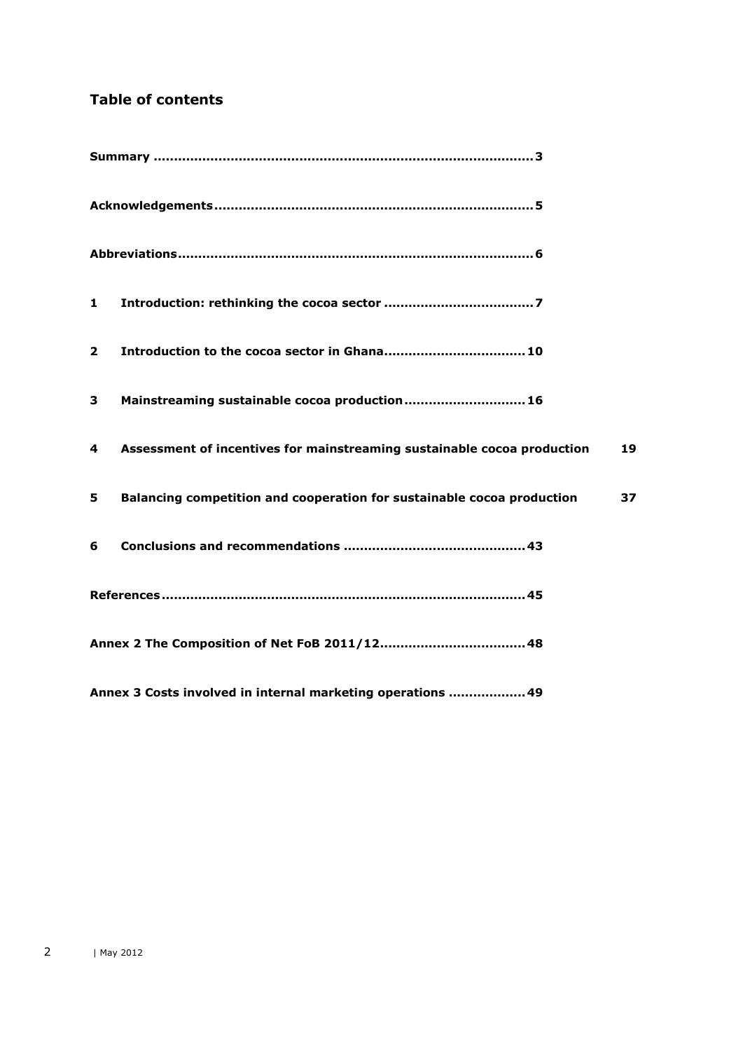## Table of contents

**Summary ............................................................................................ 3**

**Acknowledgements ............................................................................. 5**

**Abbreviations ...................................................................................... 6**

**1 Introduction: rethinking the cocoa sector .................................... 7**

**2 Introduction to the cocoa sector in Ghana .................................. 10**

**3 Mainstreaming sustainable cocoa production ............................. 16**

**4 Assessment of incentives for mainstreaming sustainable cocoa production 19**

**5 Balancing competition and cooperation for sustainable cocoa production 37**

**6 Conclusions and recommendations ............................................ 43**

**References ........................................................................................ 45**

**Annex 2 The Composition of Net FoB 2011/12 .................................. 48**

**Annex 3 Costs involved in internal marketing operations .................. 49**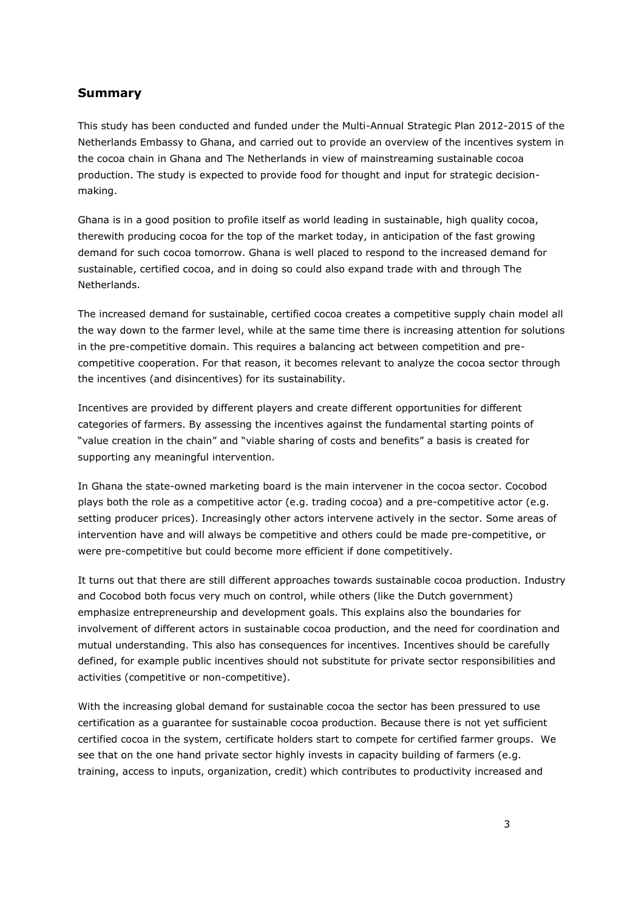## Summary

This study has been conducted and funded under the Multi-Annual Strategic Plan 2012-2015 of the Netherlands Embassy to Ghana, and carried out to provide an overview of the incentives system in the cocoa chain in Ghana and The Netherlands in view of mainstreaming sustainable cocoa production. The study is expected to provide food for thought and input for strategic decision-making.

Ghana is in a good position to profile itself as world leading in sustainable, high quality cocoa, therewith producing cocoa for the top of the market today, in anticipation of the fast growing demand for such cocoa tomorrow. Ghana is well placed to respond to the increased demand for sustainable, certified cocoa, and in doing so could also expand trade with and through The Netherlands.

The increased demand for sustainable, certified cocoa creates a competitive supply chain model all the way down to the farmer level, while at the same time there is increasing attention for solutions in the pre-competitive domain. This requires a balancing act between competition and pre-competitive cooperation. For that reason, it becomes relevant to analyze the cocoa sector through the incentives (and disincentives) for its sustainability.

Incentives are provided by different players and create different opportunities for different categories of farmers. By assessing the incentives against the fundamental starting points of "value creation in the chain" and "viable sharing of costs and benefits" a basis is created for supporting any meaningful intervention.

In Ghana the state-owned marketing board is the main intervener in the cocoa sector. Cocobod plays both the role as a competitive actor (e.g. trading cocoa) and a pre-competitive actor (e.g. setting producer prices). Increasingly other actors intervene actively in the sector. Some areas of intervention have and will always be competitive and others could be made pre-competitive, or were pre-competitive but could become more efficient if done competitively.

It turns out that there are still different approaches towards sustainable cocoa production. Industry and Cocobod both focus very much on control, while others (like the Dutch government) emphasize entrepreneurship and development goals. This explains also the boundaries for involvement of different actors in sustainable cocoa production, and the need for coordination and mutual understanding. This also has consequences for incentives. Incentives should be carefully defined, for example public incentives should not substitute for private sector responsibilities and activities (competitive or non-competitive).

With the increasing global demand for sustainable cocoa the sector has been pressured to use certification as a guarantee for sustainable cocoa production. Because there is not yet sufficient certified cocoa in the system, certificate holders start to compete for certified farmer groups. We see that on the one hand private sector highly invests in capacity building of farmers (e.g. training, access to inputs, organization, credit) which contributes to productivity increased and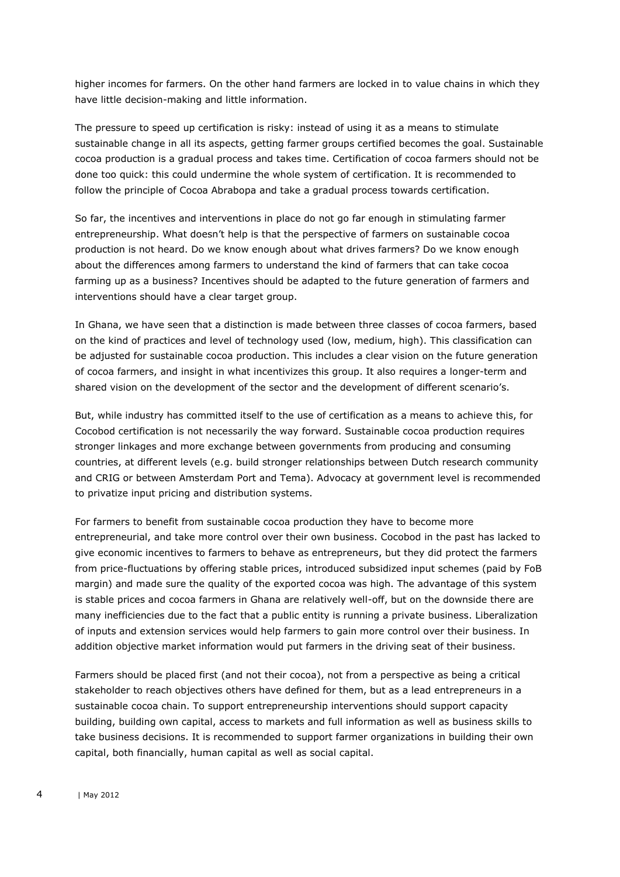higher incomes for farmers. On the other hand farmers are locked in to value chains in which they have little decision-making and little information.

The pressure to speed up certification is risky: instead of using it as a means to stimulate sustainable change in all its aspects, getting farmer groups certified becomes the goal. Sustainable cocoa production is a gradual process and takes time. Certification of cocoa farmers should not be done too quick: this could undermine the whole system of certification. It is recommended to follow the principle of Cocoa Abrabopa and take a gradual process towards certification.

So far, the incentives and interventions in place do not go far enough in stimulating farmer entrepreneurship. What doesn't help is that the perspective of farmers on sustainable cocoa production is not heard. Do we know enough about what drives farmers? Do we know enough about the differences among farmers to understand the kind of farmers that can take cocoa farming up as a business? Incentives should be adapted to the future generation of farmers and interventions should have a clear target group.

In Ghana, we have seen that a distinction is made between three classes of cocoa farmers, based on the kind of practices and level of technology used (low, medium, high). This classification can be adjusted for sustainable cocoa production. This includes a clear vision on the future generation of cocoa farmers, and insight in what incentivizes this group. It also requires a longer-term and shared vision on the development of the sector and the development of different scenario's.

But, while industry has committed itself to the use of certification as a means to achieve this, for Cocobod certification is not necessarily the way forward. Sustainable cocoa production requires stronger linkages and more exchange between governments from producing and consuming countries, at different levels (e.g. build stronger relationships between Dutch research community and CRIG or between Amsterdam Port and Tema). Advocacy at government level is recommended to privatize input pricing and distribution systems.

For farmers to benefit from sustainable cocoa production they have to become more entrepreneurial, and take more control over their own business. Cocobod in the past has lacked to give economic incentives to farmers to behave as entrepreneurs, but they did protect the farmers from price-fluctuations by offering stable prices, introduced subsidized input schemes (paid by FoB margin) and made sure the quality of the exported cocoa was high. The advantage of this system is stable prices and cocoa farmers in Ghana are relatively well-off, but on the downside there are many inefficiencies due to the fact that a public entity is running a private business. Liberalization of inputs and extension services would help farmers to gain more control over their business. In addition objective market information would put farmers in the driving seat of their business.

Farmers should be placed first (and not their cocoa), not from a perspective as being a critical stakeholder to reach objectives others have defined for them, but as a lead entrepreneurs in a sustainable cocoa chain. To support entrepreneurship interventions should support capacity building, building own capital, access to markets and full information as well as business skills to take business decisions. It is recommended to support farmer organizations in building their own capital, both financially, human capital as well as social capital.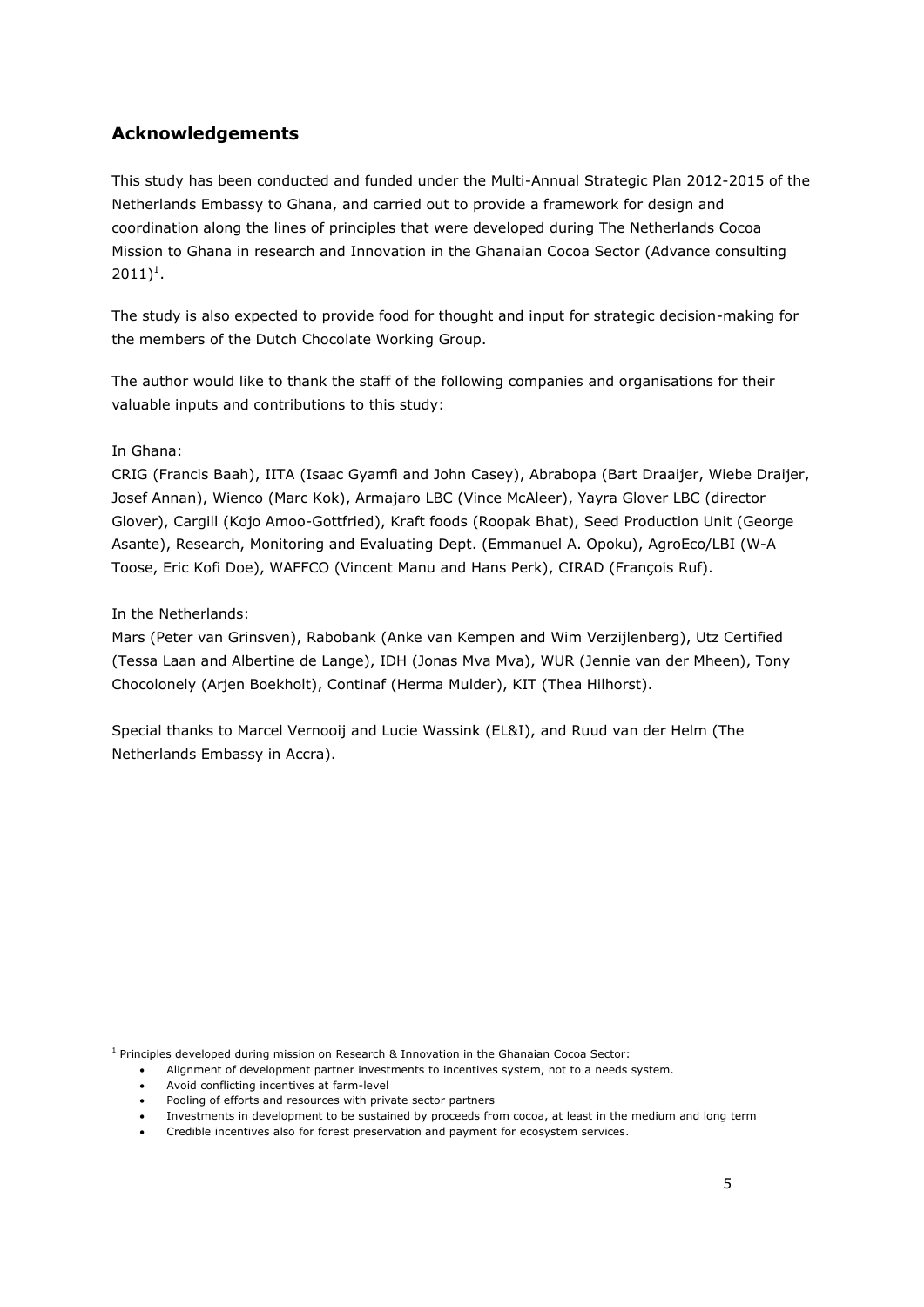## Acknowledgements

This study has been conducted and funded under the Multi-Annual Strategic Plan 2012-2015 of the Netherlands Embassy to Ghana, and carried out to provide a framework for design and coordination along the lines of principles that were developed during The Netherlands Cocoa Mission to Ghana in research and Innovation in the Ghanaian Cocoa Sector (Advance consulting 2011)[1].

The study is also expected to provide food for thought and input for strategic decision-making for the members of the Dutch Chocolate Working Group.

The author would like to thank the staff of the following companies and organisations for their valuable inputs and contributions to this study:

In Ghana:

CRIG (Francis Baah), IITA (Isaac Gyamfi and John Casey), Abrabopa (Bart Draaijer, Wiebe Draijer, Josef Annan), Wienco (Marc Kok), Armajaro LBC (Vince McAleer), Yayra Glover LBC (director Glover), Cargill (Kojo Amoo-Gottfried), Kraft foods (Roopak Bhat), Seed Production Unit (George Asante), Research, Monitoring and Evaluating Dept. (Emmanuel A. Opoku), AgroEco/LBI (W-A Toose, Eric Kofi Doe), WAFFCO (Vincent Manu and Hans Perk), CIRAD (François Ruf).

In the Netherlands:

Mars (Peter van Grinsven), Rabobank (Anke van Kempen and Wim Verzijlenberg), Utz Certified (Tessa Laan and Albertine de Lange), IDH (Jonas Mva Mva), WUR (Jennie van der Mheen), Tony Chocolonely (Arjen Boekholt), Continaf (Herma Mulder), KIT (Thea Hilhorst).

Special thanks to Marcel Vernooij and Lucie Wassink (EL&I), and Ruud van der Helm (The Netherlands Embassy in Accra).

[1] Principles developed during mission on Research & Innovation in the Ghanaian Cocoa Sector:

- Alignment of development partner investments to incentives system, not to a needs system.
- Avoid conflicting incentives at farm-level
- Pooling of efforts and resources with private sector partners
- Investments in development to be sustained by proceeds from cocoa, at least in the medium and long term
- Credible incentives also for forest preservation and payment for ecosystem services.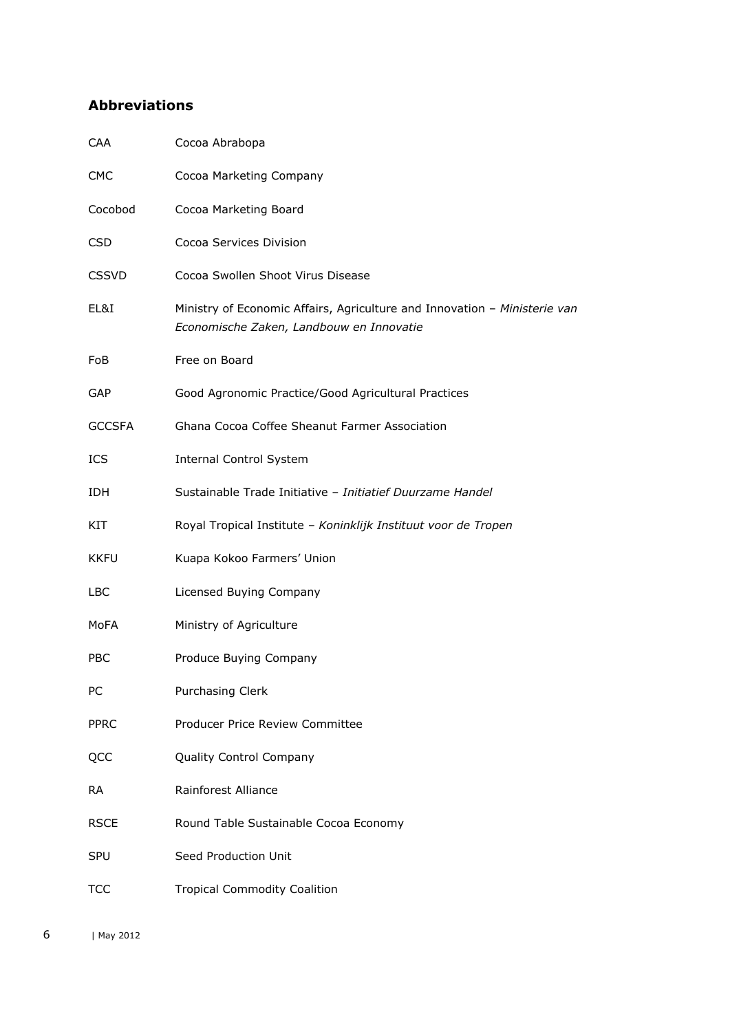## Abbreviations

| | |
|---|---|
| CAA | Cocoa Abrabopa |
| CMC | Cocoa Marketing Company |
| Cocobod | Cocoa Marketing Board |
| CSD | Cocoa Services Division |
| CSSVD | Cocoa Swollen Shoot Virus Disease |
| EL&I | Ministry of Economic Affairs, Agriculture and Innovation – *Ministerie van Economische Zaken, Landbouw en Innovatie* |
| FoB | Free on Board |
| GAP | Good Agronomic Practice/Good Agricultural Practices |
| GCCSFA | Ghana Cocoa Coffee Sheanut Farmer Association |
| ICS | Internal Control System |
| IDH | Sustainable Trade Initiative – *Initiatief Duurzame Handel* |
| KIT | Royal Tropical Institute – *Koninklijk Instituut voor de Tropen* |
| KKFU | Kuapa Kokoo Farmers' Union |
| LBC | Licensed Buying Company |
| MoFA | Ministry of Agriculture |
| PBC | Produce Buying Company |
| PC | Purchasing Clerk |
| PPRC | Producer Price Review Committee |
| QCC | Quality Control Company |
| RA | Rainforest Alliance |
| RSCE | Round Table Sustainable Cocoa Economy |
| SPU | Seed Production Unit |
| TCC | Tropical Commodity Coalition |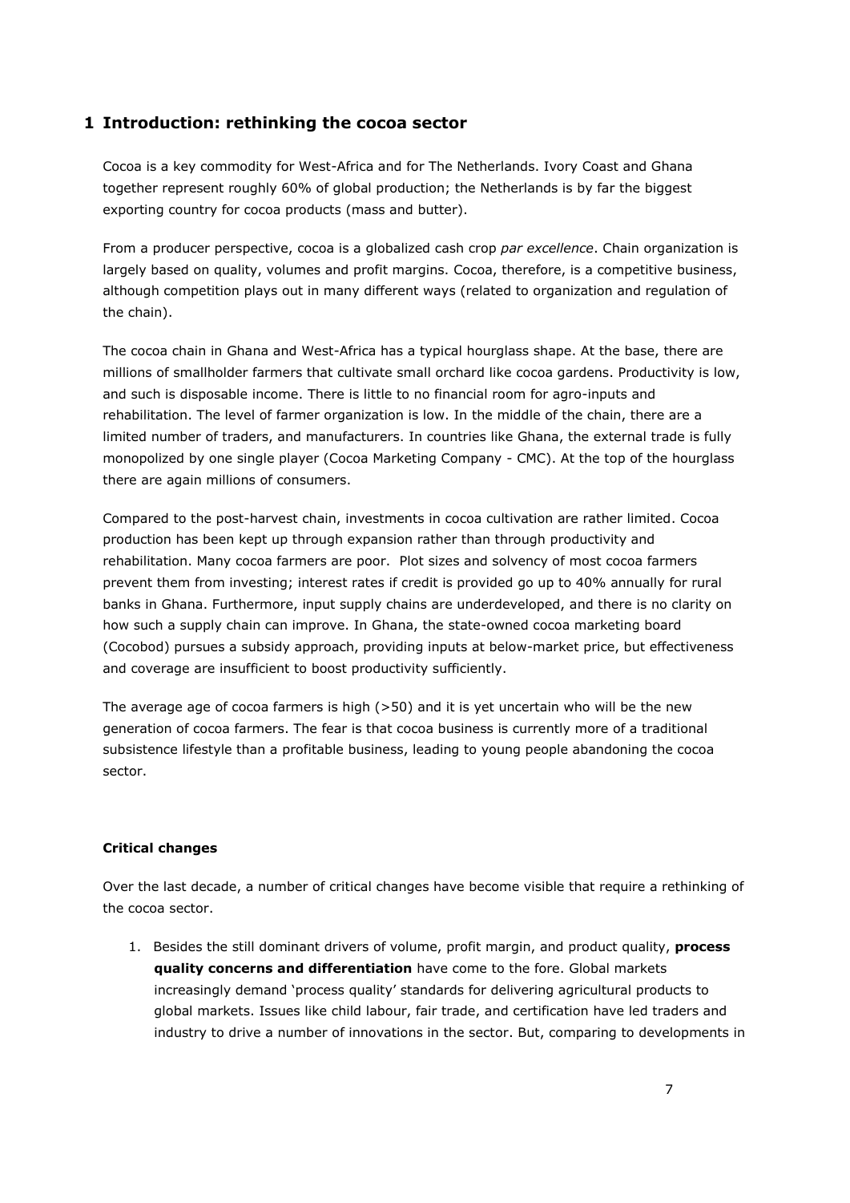# 1 Introduction: rethinking the cocoa sector

Cocoa is a key commodity for West-Africa and for The Netherlands. Ivory Coast and Ghana together represent roughly 60% of global production; the Netherlands is by far the biggest exporting country for cocoa products (mass and butter).

From a producer perspective, cocoa is a globalized cash crop *par excellence*. Chain organization is largely based on quality, volumes and profit margins. Cocoa, therefore, is a competitive business, although competition plays out in many different ways (related to organization and regulation of the chain).

The cocoa chain in Ghana and West-Africa has a typical hourglass shape. At the base, there are millions of smallholder farmers that cultivate small orchard like cocoa gardens. Productivity is low, and such is disposable income. There is little to no financial room for agro-inputs and rehabilitation. The level of farmer organization is low. In the middle of the chain, there are a limited number of traders, and manufacturers. In countries like Ghana, the external trade is fully monopolized by one single player (Cocoa Marketing Company - CMC). At the top of the hourglass there are again millions of consumers.

Compared to the post-harvest chain, investments in cocoa cultivation are rather limited. Cocoa production has been kept up through expansion rather than through productivity and rehabilitation. Many cocoa farmers are poor. Plot sizes and solvency of most cocoa farmers prevent them from investing; interest rates if credit is provided go up to 40% annually for rural banks in Ghana. Furthermore, input supply chains are underdeveloped, and there is no clarity on how such a supply chain can improve. In Ghana, the state-owned cocoa marketing board (Cocobod) pursues a subsidy approach, providing inputs at below-market price, but effectiveness and coverage are insufficient to boost productivity sufficiently.

The average age of cocoa farmers is high (>50) and it is yet uncertain who will be the new generation of cocoa farmers. The fear is that cocoa business is currently more of a traditional subsistence lifestyle than a profitable business, leading to young people abandoning the cocoa sector.

**Critical changes**

Over the last decade, a number of critical changes have become visible that require a rethinking of the cocoa sector.

1. Besides the still dominant drivers of volume, profit margin, and product quality, **process quality concerns and differentiation** have come to the fore. Global markets increasingly demand 'process quality' standards for delivering agricultural products to global markets. Issues like child labour, fair trade, and certification have led traders and industry to drive a number of innovations in the sector. But, comparing to developments in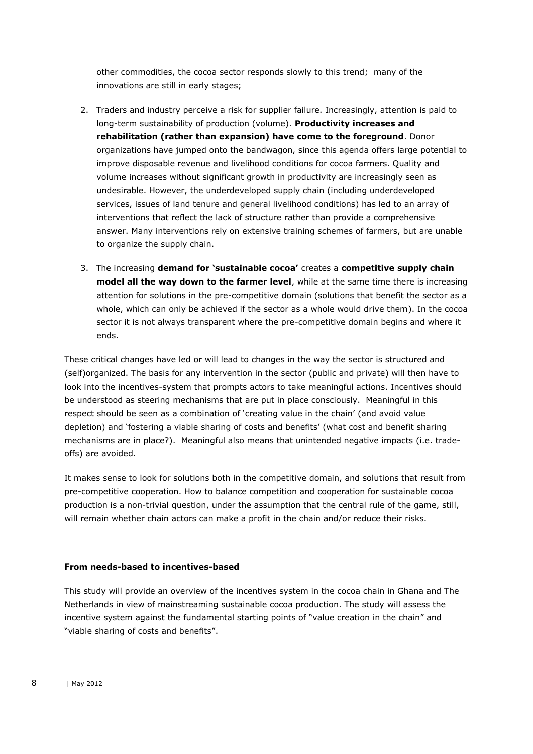other commodities, the cocoa sector responds slowly to this trend;  many of the innovations are still in early stages;

2. Traders and industry perceive a risk for supplier failure. Increasingly, attention is paid to long-term sustainability of production (volume). **Productivity increases and rehabilitation (rather than expansion) have come to the foreground**. Donor organizations have jumped onto the bandwagon, since this agenda offers large potential to improve disposable revenue and livelihood conditions for cocoa farmers. Quality and volume increases without significant growth in productivity are increasingly seen as undesirable. However, the underdeveloped supply chain (including underdeveloped services, issues of land tenure and general livelihood conditions) has led to an array of interventions that reflect the lack of structure rather than provide a comprehensive answer. Many interventions rely on extensive training schemes of farmers, but are unable to organize the supply chain.

3. The increasing **demand for 'sustainable cocoa'** creates a **competitive supply chain model all the way down to the farmer level**, while at the same time there is increasing attention for solutions in the pre-competitive domain (solutions that benefit the sector as a whole, which can only be achieved if the sector as a whole would drive them). In the cocoa sector it is not always transparent where the pre-competitive domain begins and where it ends.

These critical changes have led or will lead to changes in the way the sector is structured and (self)organized. The basis for any intervention in the sector (public and private) will then have to look into the incentives-system that prompts actors to take meaningful actions. Incentives should be understood as steering mechanisms that are put in place consciously.  Meaningful in this respect should be seen as a combination of 'creating value in the chain' (and avoid value depletion) and 'fostering a viable sharing of costs and benefits' (what cost and benefit sharing mechanisms are in place?).  Meaningful also means that unintended negative impacts (i.e. trade-offs) are avoided.

It makes sense to look for solutions both in the competitive domain, and solutions that result from pre-competitive cooperation. How to balance competition and cooperation for sustainable cocoa production is a non-trivial question, under the assumption that the central rule of the game, still, will remain whether chain actors can make a profit in the chain and/or reduce their risks.

**From needs-based to incentives-based**

This study will provide an overview of the incentives system in the cocoa chain in Ghana and The Netherlands in view of mainstreaming sustainable cocoa production. The study will assess the incentive system against the fundamental starting points of "value creation in the chain" and "viable sharing of costs and benefits".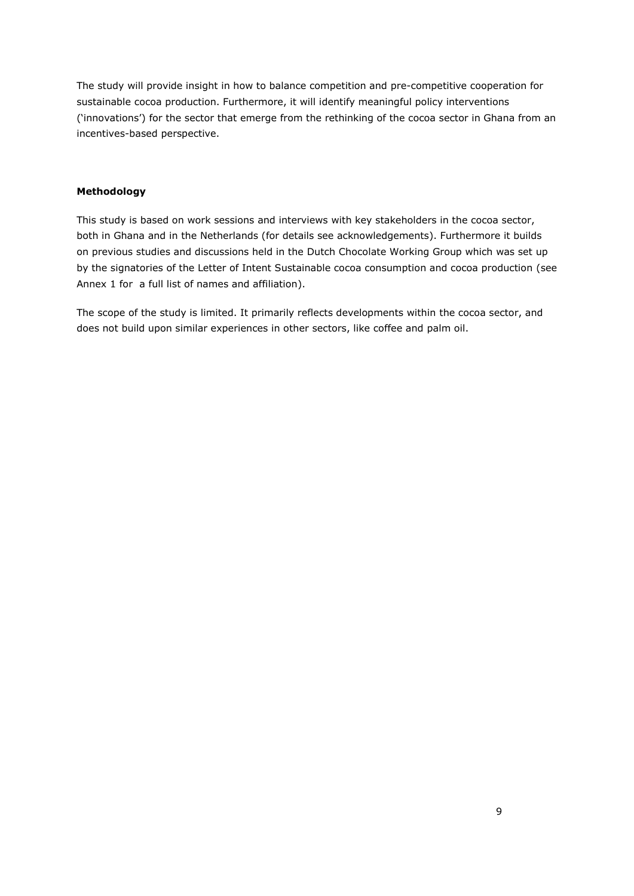The study will provide insight in how to balance competition and pre-competitive cooperation for sustainable cocoa production. Furthermore, it will identify meaningful policy interventions ('innovations') for the sector that emerge from the rethinking of the cocoa sector in Ghana from an incentives-based perspective.

**Methodology**

This study is based on work sessions and interviews with key stakeholders in the cocoa sector, both in Ghana and in the Netherlands (for details see acknowledgements). Furthermore it builds on previous studies and discussions held in the Dutch Chocolate Working Group which was set up by the signatories of the Letter of Intent Sustainable cocoa consumption and cocoa production (see Annex 1 for  a full list of names and affiliation).

The scope of the study is limited. It primarily reflects developments within the cocoa sector, and does not build upon similar experiences in other sectors, like coffee and palm oil.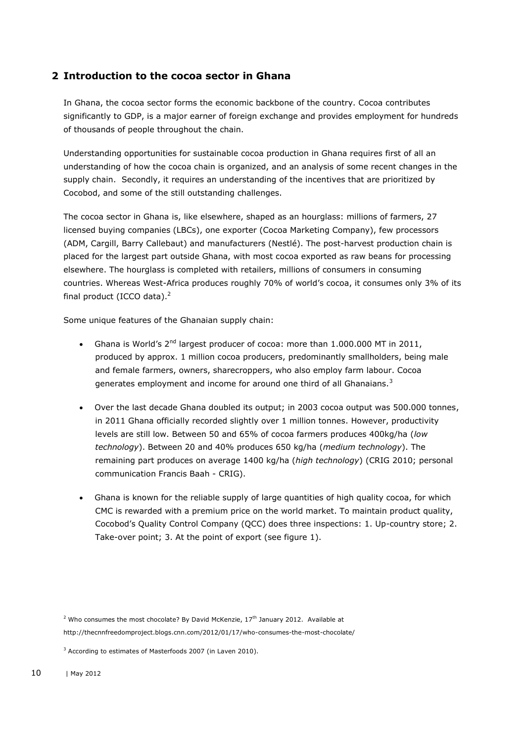## 2 Introduction to the cocoa sector in Ghana

In Ghana, the cocoa sector forms the economic backbone of the country. Cocoa contributes significantly to GDP, is a major earner of foreign exchange and provides employment for hundreds of thousands of people throughout the chain.

Understanding opportunities for sustainable cocoa production in Ghana requires first of all an understanding of how the cocoa chain is organized, and an analysis of some recent changes in the supply chain. Secondly, it requires an understanding of the incentives that are prioritized by Cocobod, and some of the still outstanding challenges.

The cocoa sector in Ghana is, like elsewhere, shaped as an hourglass: millions of farmers, 27 licensed buying companies (LBCs), one exporter (Cocoa Marketing Company), few processors (ADM, Cargill, Barry Callebaut) and manufacturers (Nestlé). The post-harvest production chain is placed for the largest part outside Ghana, with most cocoa exported as raw beans for processing elsewhere. The hourglass is completed with retailers, millions of consumers in consuming countries. Whereas West-Africa produces roughly 70% of world's cocoa, it consumes only 3% of its final product (ICCO data).[2]

Some unique features of the Ghanaian supply chain:

- Ghana is World's 2nd largest producer of cocoa: more than 1.000.000 MT in 2011, produced by approx. 1 million cocoa producers, predominantly smallholders, being male and female farmers, owners, sharecroppers, who also employ farm labour. Cocoa generates employment and income for around one third of all Ghanaians.[3]
- Over the last decade Ghana doubled its output; in 2003 cocoa output was 500.000 tonnes, in 2011 Ghana officially recorded slightly over 1 million tonnes. However, productivity levels are still low. Between 50 and 65% of cocoa farmers produces 400kg/ha (*low technology*). Between 20 and 40% produces 650 kg/ha (*medium technology*). The remaining part produces on average 1400 kg/ha (*high technology*) (CRIG 2010; personal communication Francis Baah - CRIG).
- Ghana is known for the reliable supply of large quantities of high quality cocoa, for which CMC is rewarded with a premium price on the world market. To maintain product quality, Cocobod's Quality Control Company (QCC) does three inspections: 1. Up-country store; 2. Take-over point; 3. At the point of export (see figure 1).

[2] Who consumes the most chocolate? By David McKenzie, 17th January 2012. Available at http://thecnnfreedomproject.blogs.cnn.com/2012/01/17/who-consumes-the-most-chocolate/

[3] According to estimates of Masterfoods 2007 (in Laven 2010).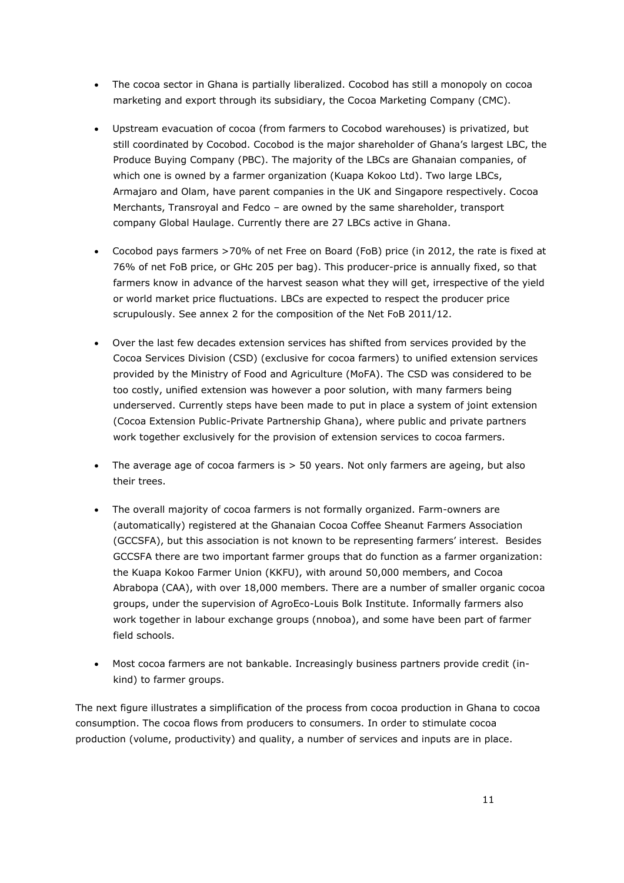- The cocoa sector in Ghana is partially liberalized. Cocobod has still a monopoly on cocoa marketing and export through its subsidiary, the Cocoa Marketing Company (CMC).

- Upstream evacuation of cocoa (from farmers to Cocobod warehouses) is privatized, but still coordinated by Cocobod. Cocobod is the major shareholder of Ghana's largest LBC, the Produce Buying Company (PBC). The majority of the LBCs are Ghanaian companies, of which one is owned by a farmer organization (Kuapa Kokoo Ltd). Two large LBCs, Armajaro and Olam, have parent companies in the UK and Singapore respectively. Cocoa Merchants, Transroyal and Fedco – are owned by the same shareholder, transport company Global Haulage. Currently there are 27 LBCs active in Ghana.

- Cocobod pays farmers >70% of net Free on Board (FoB) price (in 2012, the rate is fixed at 76% of net FoB price, or GHc 205 per bag). This producer-price is annually fixed, so that farmers know in advance of the harvest season what they will get, irrespective of the yield or world market price fluctuations. LBCs are expected to respect the producer price scrupulously. See annex 2 for the composition of the Net FoB 2011/12.

- Over the last few decades extension services has shifted from services provided by the Cocoa Services Division (CSD) (exclusive for cocoa farmers) to unified extension services provided by the Ministry of Food and Agriculture (MoFA). The CSD was considered to be too costly, unified extension was however a poor solution, with many farmers being underserved. Currently steps have been made to put in place a system of joint extension (Cocoa Extension Public-Private Partnership Ghana), where public and private partners work together exclusively for the provision of extension services to cocoa farmers.

- The average age of cocoa farmers is > 50 years. Not only farmers are ageing, but also their trees.

- The overall majority of cocoa farmers is not formally organized. Farm-owners are (automatically) registered at the Ghanaian Cocoa Coffee Sheanut Farmers Association (GCCSFA), but this association is not known to be representing farmers' interest. Besides GCCSFA there are two important farmer groups that do function as a farmer organization: the Kuapa Kokoo Farmer Union (KKFU), with around 50,000 members, and Cocoa Abrabopa (CAA), with over 18,000 members. There are a number of smaller organic cocoa groups, under the supervision of AgroEco-Louis Bolk Institute. Informally farmers also work together in labour exchange groups (nnoboa), and some have been part of farmer field schools.

- Most cocoa farmers are not bankable. Increasingly business partners provide credit (in-kind) to farmer groups.

The next figure illustrates a simplification of the process from cocoa production in Ghana to cocoa consumption. The cocoa flows from producers to consumers. In order to stimulate cocoa production (volume, productivity) and quality, a number of services and inputs are in place.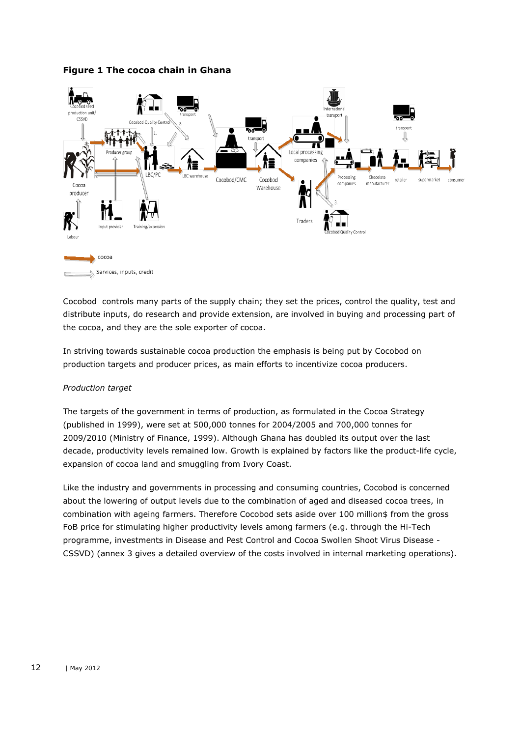**Figure 1 The cocoa chain in Ghana**

Cocobod controls many parts of the supply chain; they set the prices, control the quality, test and distribute inputs, do research and provide extension, are involved in buying and processing part of the cocoa, and they are the sole exporter of cocoa.

In striving towards sustainable cocoa production the emphasis is being put by Cocobod on production targets and producer prices, as main efforts to incentivize cocoa producers.

*Production target*

The targets of the government in terms of production, as formulated in the Cocoa Strategy (published in 1999), were set at 500,000 tonnes for 2004/2005 and 700,000 tonnes for 2009/2010 (Ministry of Finance, 1999). Although Ghana has doubled its output over the last decade, productivity levels remained low. Growth is explained by factors like the product-life cycle, expansion of cocoa land and smuggling from Ivory Coast.

Like the industry and governments in processing and consuming countries, Cocobod is concerned about the lowering of output levels due to the combination of aged and diseased cocoa trees, in combination with ageing farmers. Therefore Cocobod sets aside over 100 million$ from the gross FoB price for stimulating higher productivity levels among farmers (e.g. through the Hi-Tech programme, investments in Disease and Pest Control and Cocoa Swollen Shoot Virus Disease - CSSVD) (annex 3 gives a detailed overview of the costs involved in internal marketing operations).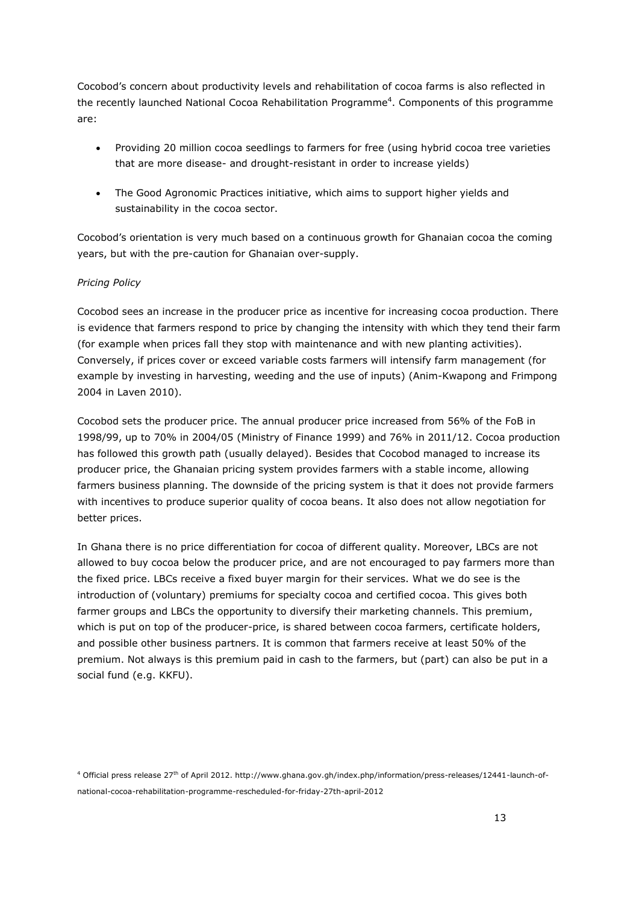Cocobod's concern about productivity levels and rehabilitation of cocoa farms is also reflected in the recently launched National Cocoa Rehabilitation Programme[4]. Components of this programme are:

- Providing 20 million cocoa seedlings to farmers for free (using hybrid cocoa tree varieties that are more disease- and drought-resistant in order to increase yields)
- The Good Agronomic Practices initiative, which aims to support higher yields and sustainability in the cocoa sector.

Cocobod's orientation is very much based on a continuous growth for Ghanaian cocoa the coming years, but with the pre-caution for Ghanaian over-supply.

*Pricing Policy*

Cocobod sees an increase in the producer price as incentive for increasing cocoa production. There is evidence that farmers respond to price by changing the intensity with which they tend their farm (for example when prices fall they stop with maintenance and with new planting activities). Conversely, if prices cover or exceed variable costs farmers will intensify farm management (for example by investing in harvesting, weeding and the use of inputs) (Anim-Kwapong and Frimpong 2004 in Laven 2010).

Cocobod sets the producer price. The annual producer price increased from 56% of the FoB in 1998/99, up to 70% in 2004/05 (Ministry of Finance 1999) and 76% in 2011/12. Cocoa production has followed this growth path (usually delayed). Besides that Cocobod managed to increase its producer price, the Ghanaian pricing system provides farmers with a stable income, allowing farmers business planning. The downside of the pricing system is that it does not provide farmers with incentives to produce superior quality of cocoa beans. It also does not allow negotiation for better prices.

In Ghana there is no price differentiation for cocoa of different quality. Moreover, LBCs are not allowed to buy cocoa below the producer price, and are not encouraged to pay farmers more than the fixed price. LBCs receive a fixed buyer margin for their services. What we do see is the introduction of (voluntary) premiums for specialty cocoa and certified cocoa. This gives both farmer groups and LBCs the opportunity to diversify their marketing channels. This premium, which is put on top of the producer-price, is shared between cocoa farmers, certificate holders, and possible other business partners. It is common that farmers receive at least 50% of the premium. Not always is this premium paid in cash to the farmers, but (part) can also be put in a social fund (e.g. KKFU).

[4] Official press release 27th of April 2012. http://www.ghana.gov.gh/index.php/information/press-releases/12441-launch-of-national-cocoa-rehabilitation-programme-rescheduled-for-friday-27th-april-2012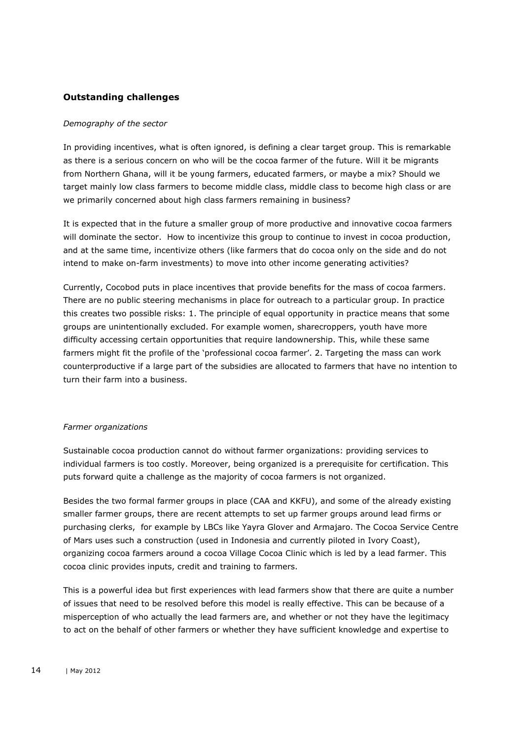## Outstanding challenges

*Demography of the sector*

In providing incentives, what is often ignored, is defining a clear target group. This is remarkable as there is a serious concern on who will be the cocoa farmer of the future. Will it be migrants from Northern Ghana, will it be young farmers, educated farmers, or maybe a mix? Should we target mainly low class farmers to become middle class, middle class to become high class or are we primarily concerned about high class farmers remaining in business?

It is expected that in the future a smaller group of more productive and innovative cocoa farmers will dominate the sector. How to incentivize this group to continue to invest in cocoa production, and at the same time, incentivize others (like farmers that do cocoa only on the side and do not intend to make on-farm investments) to move into other income generating activities?

Currently, Cocobod puts in place incentives that provide benefits for the mass of cocoa farmers. There are no public steering mechanisms in place for outreach to a particular group. In practice this creates two possible risks: 1. The principle of equal opportunity in practice means that some groups are unintentionally excluded. For example women, sharecroppers, youth have more difficulty accessing certain opportunities that require landownership. This, while these same farmers might fit the profile of the 'professional cocoa farmer'. 2. Targeting the mass can work counterproductive if a large part of the subsidies are allocated to farmers that have no intention to turn their farm into a business.

*Farmer organizations*

Sustainable cocoa production cannot do without farmer organizations: providing services to individual farmers is too costly. Moreover, being organized is a prerequisite for certification. This puts forward quite a challenge as the majority of cocoa farmers is not organized.

Besides the two formal farmer groups in place (CAA and KKFU), and some of the already existing smaller farmer groups, there are recent attempts to set up farmer groups around lead firms or purchasing clerks, for example by LBCs like Yayra Glover and Armajaro. The Cocoa Service Centre of Mars uses such a construction (used in Indonesia and currently piloted in Ivory Coast), organizing cocoa farmers around a cocoa Village Cocoa Clinic which is led by a lead farmer. This cocoa clinic provides inputs, credit and training to farmers.

This is a powerful idea but first experiences with lead farmers show that there are quite a number of issues that need to be resolved before this model is really effective. This can be because of a misperception of who actually the lead farmers are, and whether or not they have the legitimacy to act on the behalf of other farmers or whether they have sufficient knowledge and expertise to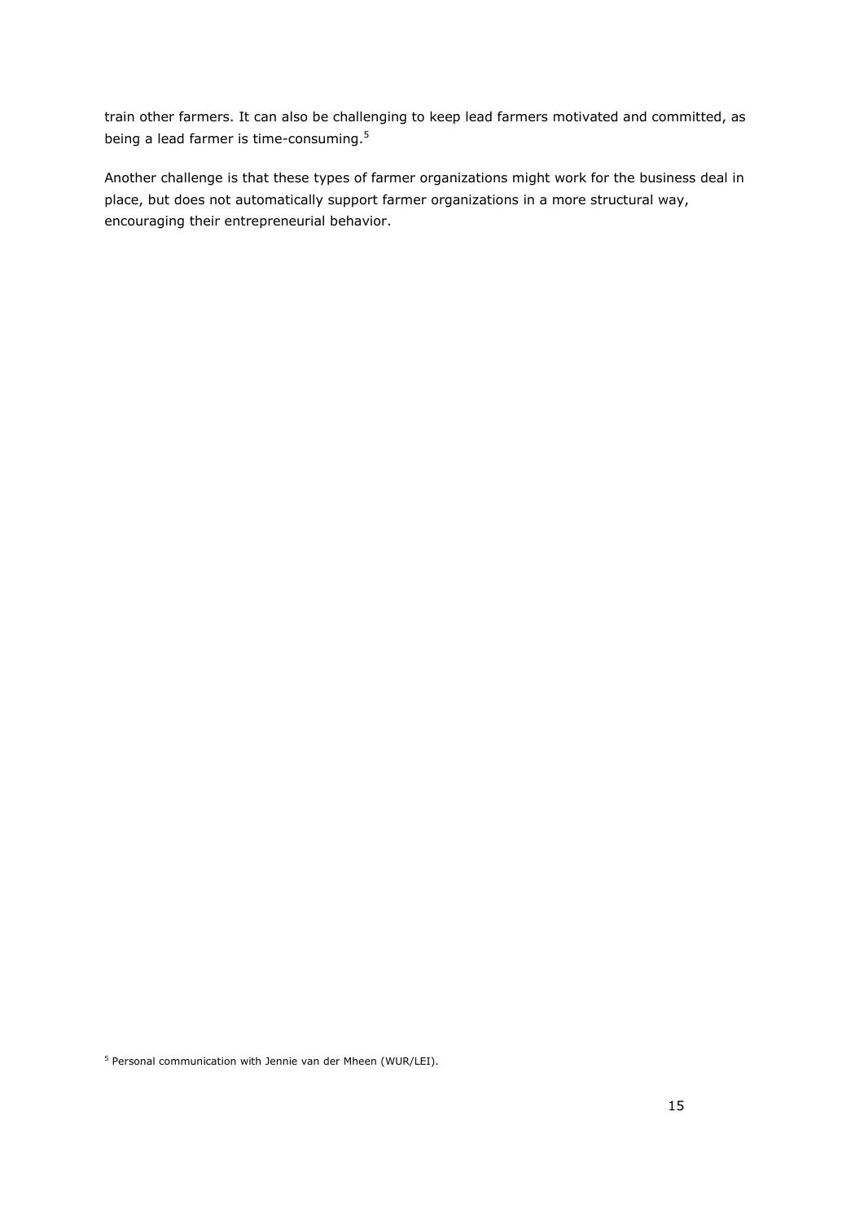train other farmers. It can also be challenging to keep lead farmers motivated and committed, as being a lead farmer is time-consuming.[5]

Another challenge is that these types of farmer organizations might work for the business deal in place, but does not automatically support farmer organizations in a more structural way, encouraging their entrepreneurial behavior.

[5] Personal communication with Jennie van der Mheen (WUR/LEI).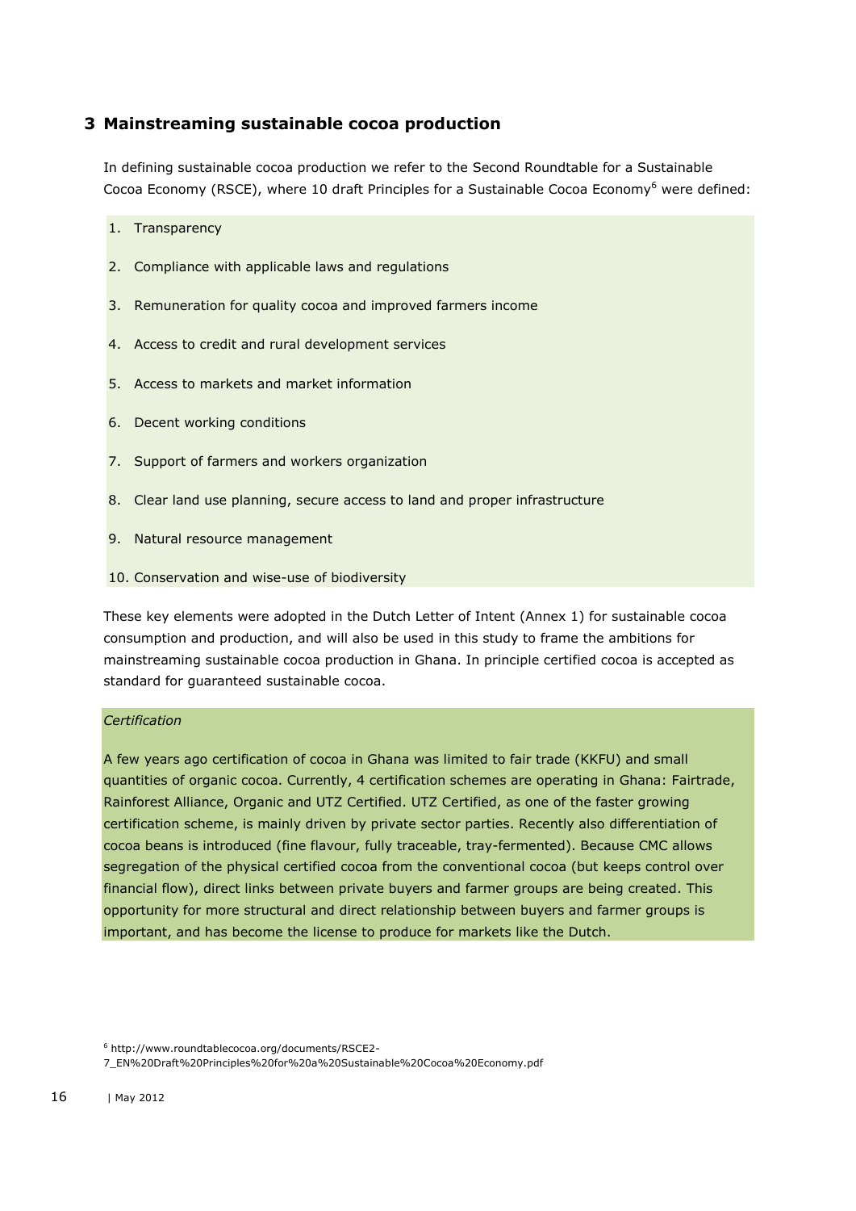## 3 Mainstreaming sustainable cocoa production

In defining sustainable cocoa production we refer to the Second Roundtable for a Sustainable Cocoa Economy (RSCE), where 10 draft Principles for a Sustainable Cocoa Economy[6] were defined:

1. Transparency
2. Compliance with applicable laws and regulations
3. Remuneration for quality cocoa and improved farmers income
4. Access to credit and rural development services
5. Access to markets and market information
6. Decent working conditions
7. Support of farmers and workers organization
8. Clear land use planning, secure access to land and proper infrastructure
9. Natural resource management
10. Conservation and wise-use of biodiversity

These key elements were adopted in the Dutch Letter of Intent (Annex 1) for sustainable cocoa consumption and production, and will also be used in this study to frame the ambitions for mainstreaming sustainable cocoa production in Ghana. In principle certified cocoa is accepted as standard for guaranteed sustainable cocoa.

*Certification*

A few years ago certification of cocoa in Ghana was limited to fair trade (KKFU) and small quantities of organic cocoa. Currently, 4 certification schemes are operating in Ghana: Fairtrade, Rainforest Alliance, Organic and UTZ Certified. UTZ Certified, as one of the faster growing certification scheme, is mainly driven by private sector parties. Recently also differentiation of cocoa beans is introduced (fine flavour, fully traceable, tray-fermented). Because CMC allows segregation of the physical certified cocoa from the conventional cocoa (but keeps control over financial flow), direct links between private buyers and farmer groups are being created. This opportunity for more structural and direct relationship between buyers and farmer groups is important, and has become the license to produce for markets like the Dutch.

[6] http://www.roundtablecocoa.org/documents/RSCE2-7_EN%20Draft%20Principles%20for%20a%20Sustainable%20Cocoa%20Economy.pdf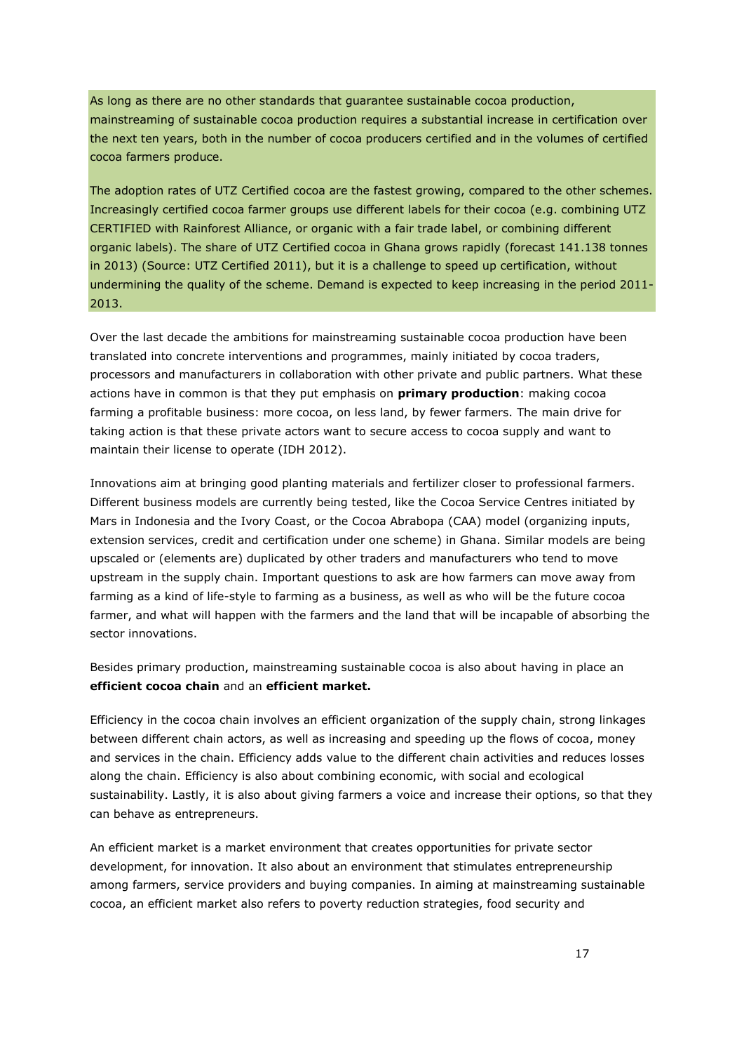As long as there are no other standards that guarantee sustainable cocoa production, mainstreaming of sustainable cocoa production requires a substantial increase in certification over the next ten years, both in the number of cocoa producers certified and in the volumes of certified cocoa farmers produce.

The adoption rates of UTZ Certified cocoa are the fastest growing, compared to the other schemes. Increasingly certified cocoa farmer groups use different labels for their cocoa (e.g. combining UTZ CERTIFIED with Rainforest Alliance, or organic with a fair trade label, or combining different organic labels). The share of UTZ Certified cocoa in Ghana grows rapidly (forecast 141.138 tonnes in 2013) (Source: UTZ Certified 2011), but it is a challenge to speed up certification, without undermining the quality of the scheme. Demand is expected to keep increasing in the period 2011-2013.

Over the last decade the ambitions for mainstreaming sustainable cocoa production have been translated into concrete interventions and programmes, mainly initiated by cocoa traders, processors and manufacturers in collaboration with other private and public partners. What these actions have in common is that they put emphasis on **primary production**: making cocoa farming a profitable business: more cocoa, on less land, by fewer farmers. The main drive for taking action is that these private actors want to secure access to cocoa supply and want to maintain their license to operate (IDH 2012).

Innovations aim at bringing good planting materials and fertilizer closer to professional farmers. Different business models are currently being tested, like the Cocoa Service Centres initiated by Mars in Indonesia and the Ivory Coast, or the Cocoa Abrabopa (CAA) model (organizing inputs, extension services, credit and certification under one scheme) in Ghana. Similar models are being upscaled or (elements are) duplicated by other traders and manufacturers who tend to move upstream in the supply chain. Important questions to ask are how farmers can move away from farming as a kind of life-style to farming as a business, as well as who will be the future cocoa farmer, and what will happen with the farmers and the land that will be incapable of absorbing the sector innovations.

Besides primary production, mainstreaming sustainable cocoa is also about having in place an **efficient cocoa chain** and an **efficient market.**

Efficiency in the cocoa chain involves an efficient organization of the supply chain, strong linkages between different chain actors, as well as increasing and speeding up the flows of cocoa, money and services in the chain. Efficiency adds value to the different chain activities and reduces losses along the chain. Efficiency is also about combining economic, with social and ecological sustainability. Lastly, it is also about giving farmers a voice and increase their options, so that they can behave as entrepreneurs.

An efficient market is a market environment that creates opportunities for private sector development, for innovation. It also about an environment that stimulates entrepreneurship among farmers, service providers and buying companies. In aiming at mainstreaming sustainable cocoa, an efficient market also refers to poverty reduction strategies, food security and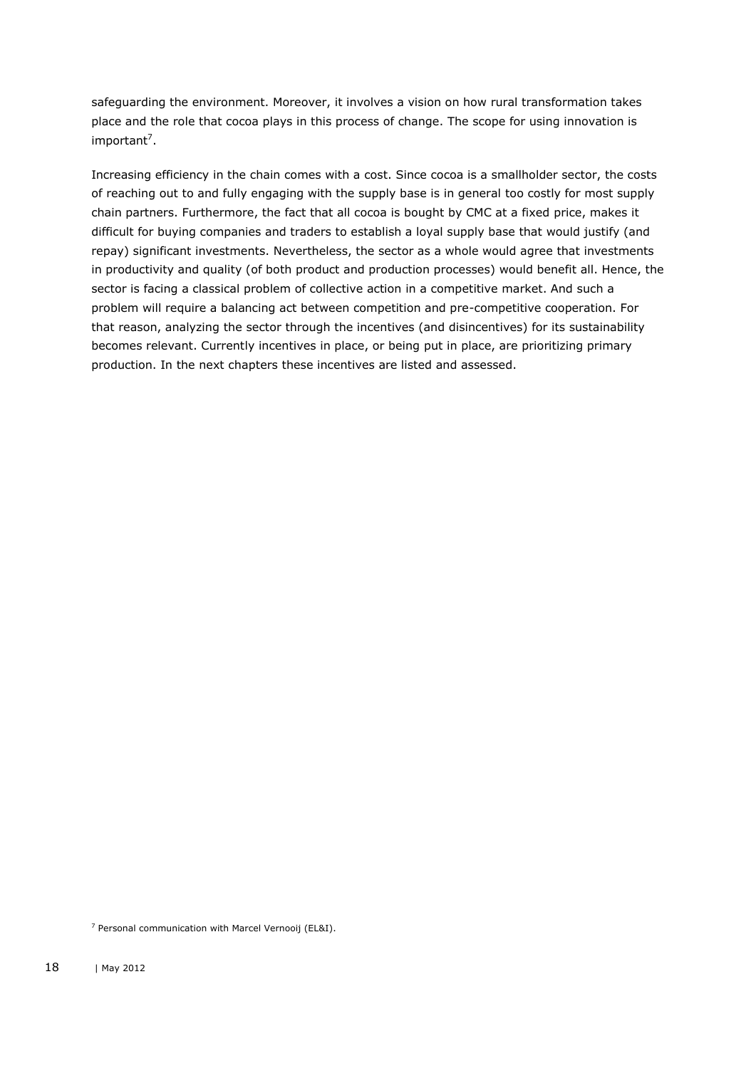safeguarding the environment. Moreover, it involves a vision on how rural transformation takes place and the role that cocoa plays in this process of change. The scope for using innovation is important[7].

Increasing efficiency in the chain comes with a cost. Since cocoa is a smallholder sector, the costs of reaching out to and fully engaging with the supply base is in general too costly for most supply chain partners. Furthermore, the fact that all cocoa is bought by CMC at a fixed price, makes it difficult for buying companies and traders to establish a loyal supply base that would justify (and repay) significant investments. Nevertheless, the sector as a whole would agree that investments in productivity and quality (of both product and production processes) would benefit all. Hence, the sector is facing a classical problem of collective action in a competitive market. And such a problem will require a balancing act between competition and pre-competitive cooperation. For that reason, analyzing the sector through the incentives (and disincentives) for its sustainability becomes relevant. Currently incentives in place, or being put in place, are prioritizing primary production. In the next chapters these incentives are listed and assessed.

[7] Personal communication with Marcel Vernooij (EL&I).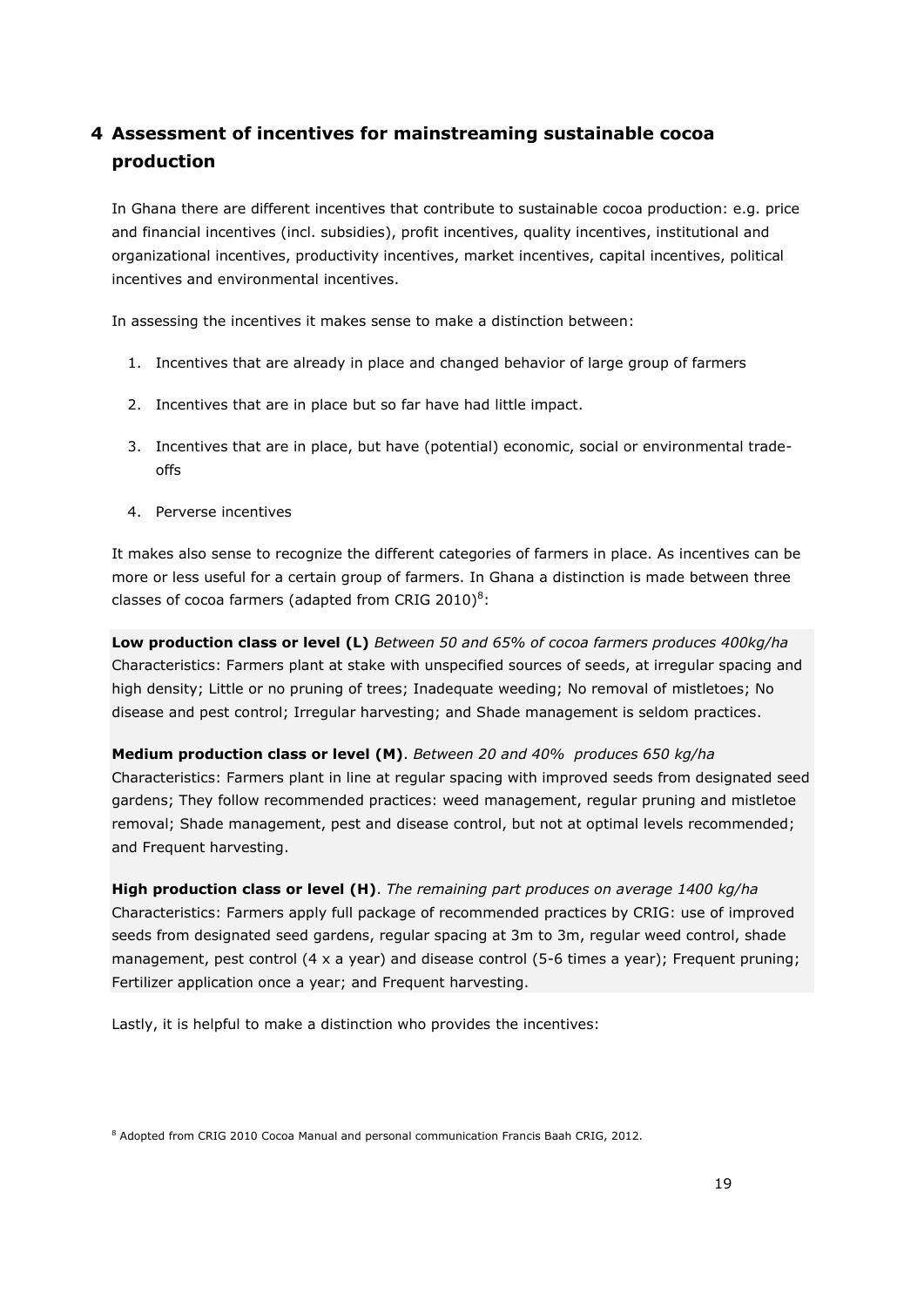# 4 Assessment of incentives for mainstreaming sustainable cocoa production

In Ghana there are different incentives that contribute to sustainable cocoa production: e.g. price and financial incentives (incl. subsidies), profit incentives, quality incentives, institutional and organizational incentives, productivity incentives, market incentives, capital incentives, political incentives and environmental incentives.

In assessing the incentives it makes sense to make a distinction between:

1. Incentives that are already in place and changed behavior of large group of farmers
2. Incentives that are in place but so far have had little impact.
3. Incentives that are in place, but have (potential) economic, social or environmental trade-offs
4. Perverse incentives

It makes also sense to recognize the different categories of farmers in place. As incentives can be more or less useful for a certain group of farmers. In Ghana a distinction is made between three classes of cocoa farmers (adapted from CRIG 2010)[8]:

**Low production class or level (L)** *Between 50 and 65% of cocoa farmers produces 400kg/ha*
Characteristics: Farmers plant at stake with unspecified sources of seeds, at irregular spacing and high density; Little or no pruning of trees; Inadequate weeding; No removal of mistletoes; No disease and pest control; Irregular harvesting; and Shade management is seldom practices.

**Medium production class or level (M)**. *Between 20 and 40% produces 650 kg/ha*
Characteristics: Farmers plant in line at regular spacing with improved seeds from designated seed gardens; They follow recommended practices: weed management, regular pruning and mistletoe removal; Shade management, pest and disease control, but not at optimal levels recommended; and Frequent harvesting.

**High production class or level (H)**. *The remaining part produces on average 1400 kg/ha*
Characteristics: Farmers apply full package of recommended practices by CRIG: use of improved seeds from designated seed gardens, regular spacing at 3m to 3m, regular weed control, shade management, pest control (4 x a year) and disease control (5-6 times a year); Frequent pruning; Fertilizer application once a year; and Frequent harvesting.

Lastly, it is helpful to make a distinction who provides the incentives:

[8] Adopted from CRIG 2010 Cocoa Manual and personal communication Francis Baah CRIG, 2012.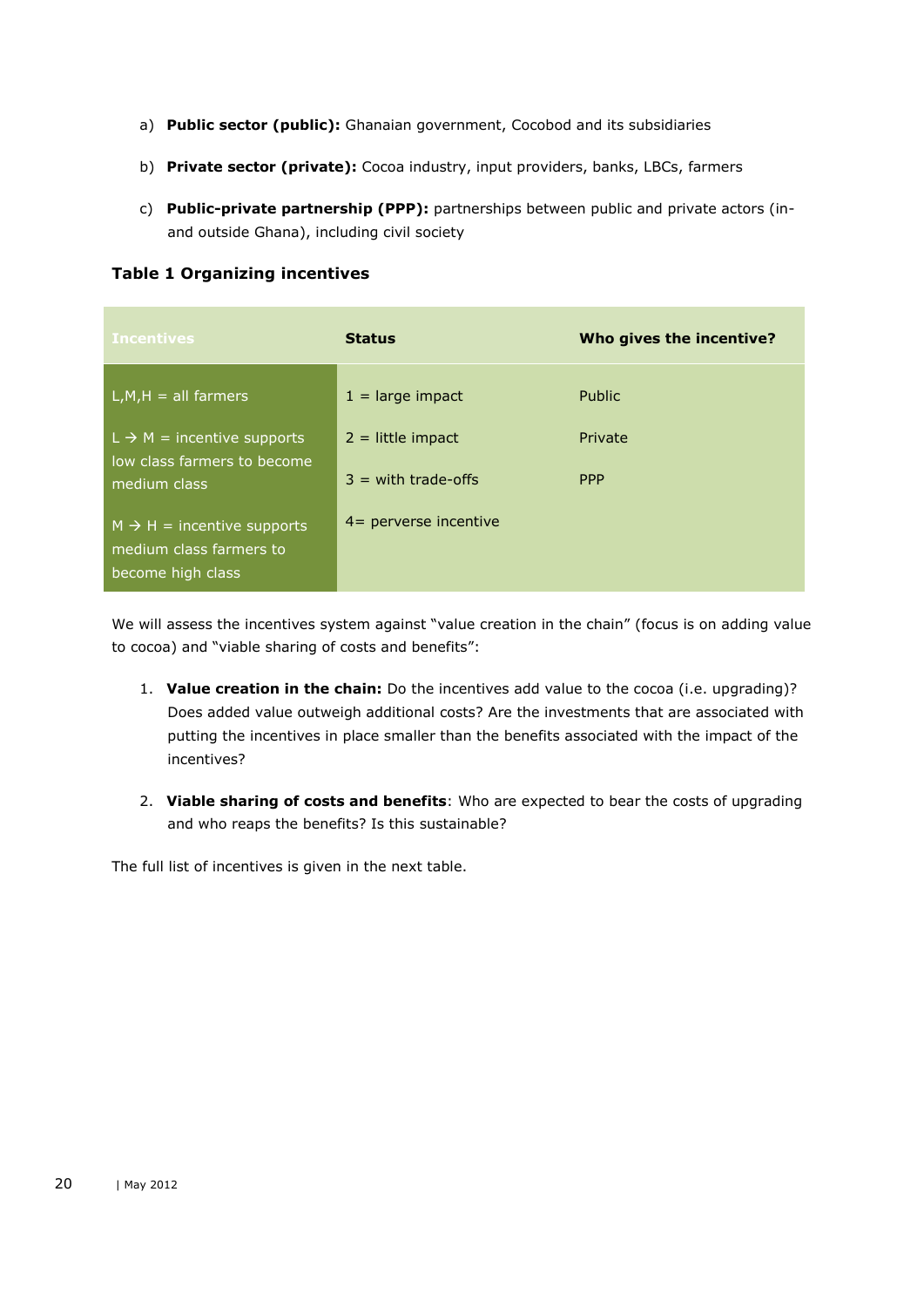a) **Public sector (public):** Ghanaian government, Cocobod and its subsidiaries

b) **Private sector (private):** Cocoa industry, input providers, banks, LBCs, farmers

c) **Public-private partnership (PPP):** partnerships between public and private actors (in- and outside Ghana), including civil society

**Table 1 Organizing incentives**

| Incentives | Status | Who gives the incentive? |
|---|---|---|
| L,M,H = all farmers | 1 = large impact | Public |
| L → M = incentive supports low class farmers to become medium class | 2 = little impact | Private |
| | 3 = with trade-offs | PPP |
| M → H = incentive supports medium class farmers to become high class | 4= perverse incentive | |

We will assess the incentives system against "value creation in the chain" (focus is on adding value to cocoa) and "viable sharing of costs and benefits":

1. **Value creation in the chain:** Do the incentives add value to the cocoa (i.e. upgrading)? Does added value outweigh additional costs? Are the investments that are associated with putting the incentives in place smaller than the benefits associated with the impact of the incentives?

2. **Viable sharing of costs and benefits**: Who are expected to bear the costs of upgrading and who reaps the benefits? Is this sustainable?

The full list of incentives is given in the next table.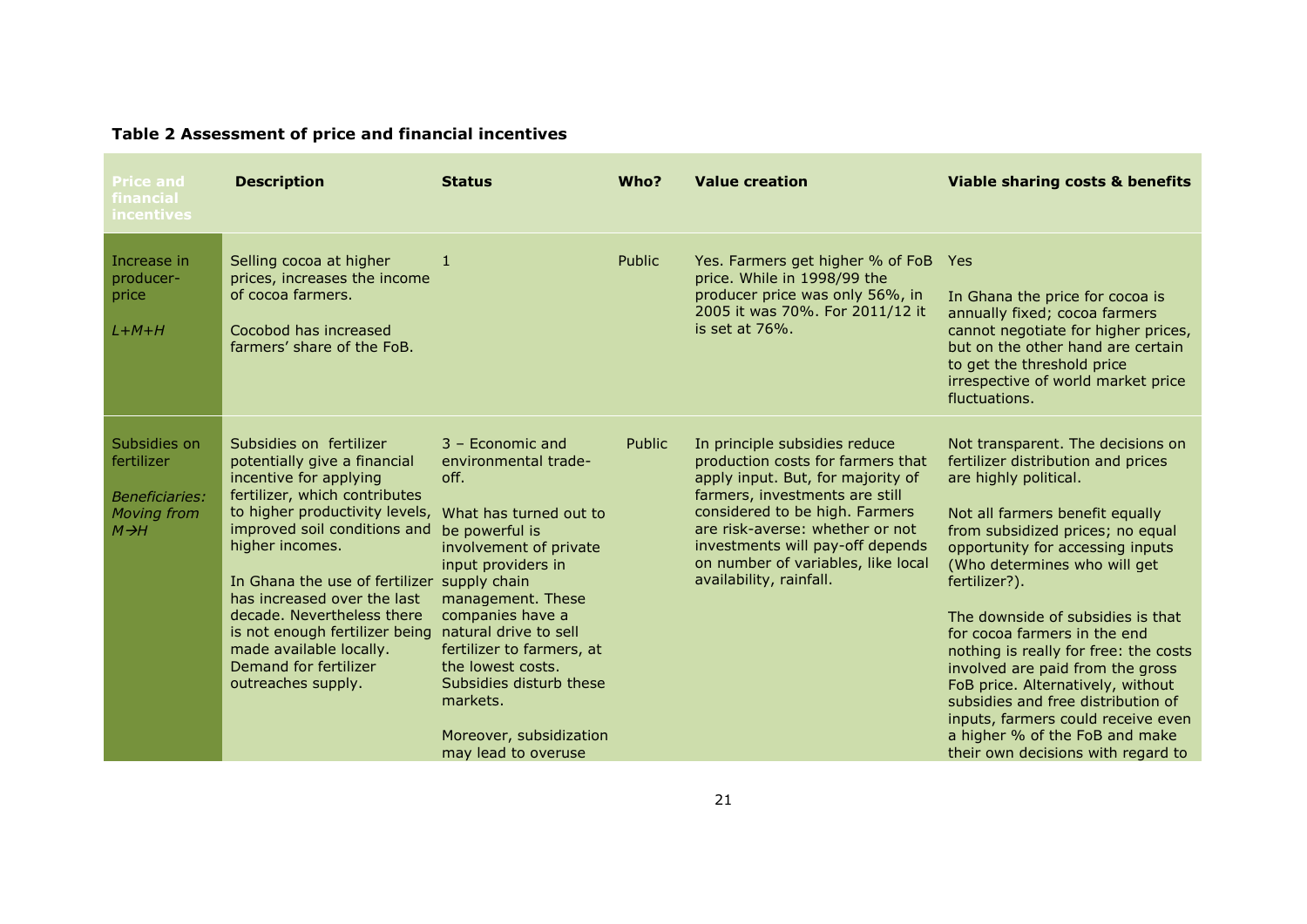**Table 2 Assessment of price and financial incentives**

| Price and financial incentives | Description | Status | Who? | Value creation | Viable sharing costs & benefits |
|---|---|---|---|---|---|
| Increase in producer-price<br><br>*L+M+H* | Selling cocoa at higher prices, increases the income of cocoa farmers.<br><br>Cocobod has increased farmers' share of the FoB. | 1 | Public | Yes. Farmers get higher % of FoB price. While in 1998/99 the producer price was only 56%, in 2005 it was 70%. For 2011/12 it is set at 76%. | Yes<br><br>In Ghana the price for cocoa is annually fixed; cocoa farmers cannot negotiate for higher prices, but on the other hand are certain to get the threshold price irrespective of world market price fluctuations. |
| Subsidies on fertilizer<br><br>*Beneficiaries: Moving from M→H* | Subsidies on fertilizer potentially give a financial incentive for applying fertilizer, which contributes to higher productivity levels, improved soil conditions and higher incomes.<br><br>In Ghana the use of fertilizer has increased over the last decade. Nevertheless there is not enough fertilizer being made available locally. Demand for fertilizer outreaches supply. | 3 – Economic and environmental trade-off.<br><br>What has turned out to be powerful is involvement of private input providers in supply chain management. These companies have a natural drive to sell fertilizer to farmers, at the lowest costs. Subsidies disturb these markets.<br><br>Moreover, subsidization may lead to overuse | Public | In principle subsidies reduce production costs for farmers that apply input. But, for majority of farmers, investments are still considered to be high. Farmers are risk-averse: whether or not investments will pay-off depends on number of variables, like local availability, rainfall. | Not transparent. The decisions on fertilizer distribution and prices are highly political.<br><br>Not all farmers benefit equally from subsidized prices; no equal opportunity for accessing inputs (Who determines who will get fertilizer?).<br><br>The downside of subsidies is that for cocoa farmers in the end nothing is really for free: the costs involved are paid from the gross FoB price. Alternatively, without subsidies and free distribution of inputs, farmers could receive even a higher % of the FoB and make their own decisions with regard to |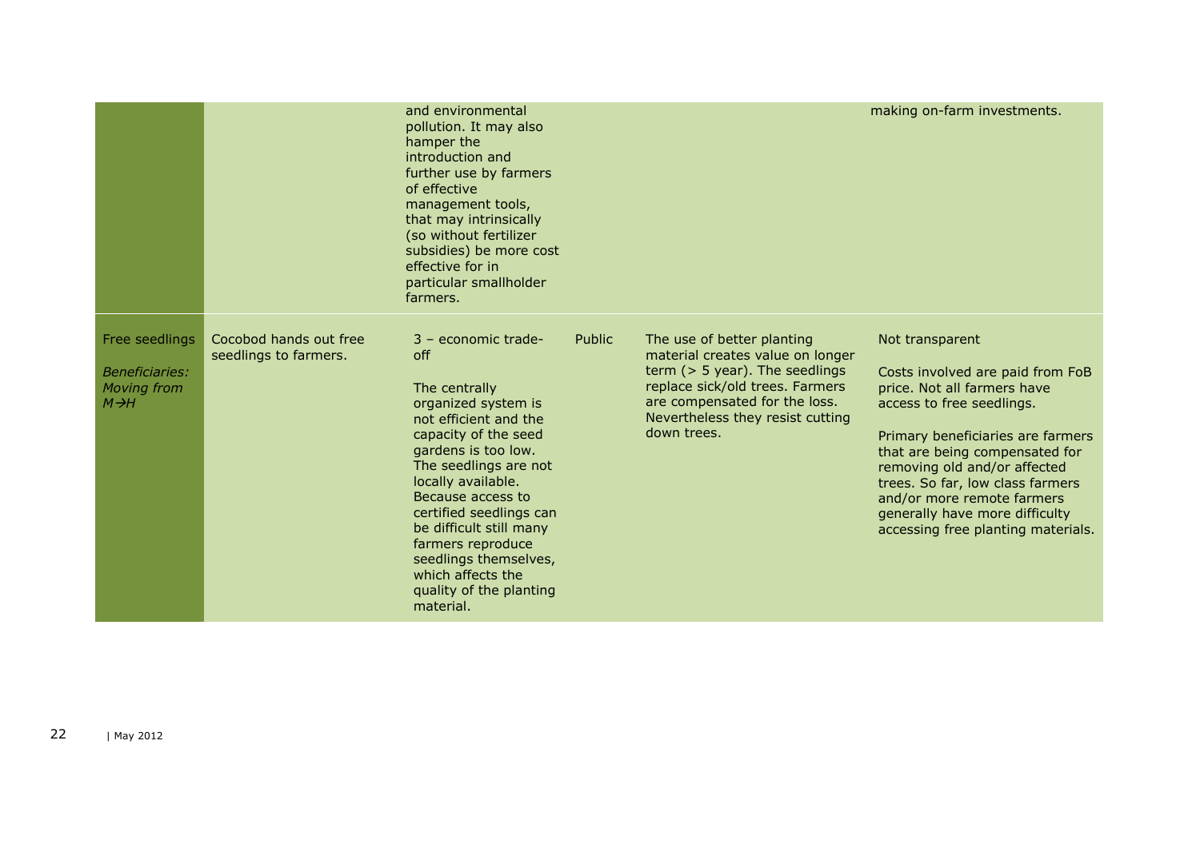| | | | | | |
|---|---|---|---|---|---|
| | | and environmental pollution. It may also hamper the introduction and further use by farmers of effective management tools, that may intrinsically (so without fertilizer subsidies) be more cost effective for in particular smallholder farmers. | | | making on-farm investments. |
| Free seedlings<br><br>*Beneficiaries: Moving from M→H* | Cocobod hands out free seedlings to farmers. | 3 – economic trade-off<br><br>The centrally organized system is not efficient and the capacity of the seed gardens is too low. The seedlings are not locally available. Because access to certified seedlings can be difficult still many farmers reproduce seedlings themselves, which affects the quality of the planting material. | Public | The use of better planting material creates value on longer term (> 5 year). The seedlings replace sick/old trees. Farmers are compensated for the loss. Nevertheless they resist cutting down trees. | Not transparent<br><br>Costs involved are paid from FoB price. Not all farmers have access to free seedlings.<br><br>Primary beneficiaries are farmers that are being compensated for removing old and/or affected trees. So far, low class farmers and/or more remote farmers generally have more difficulty accessing free planting materials. |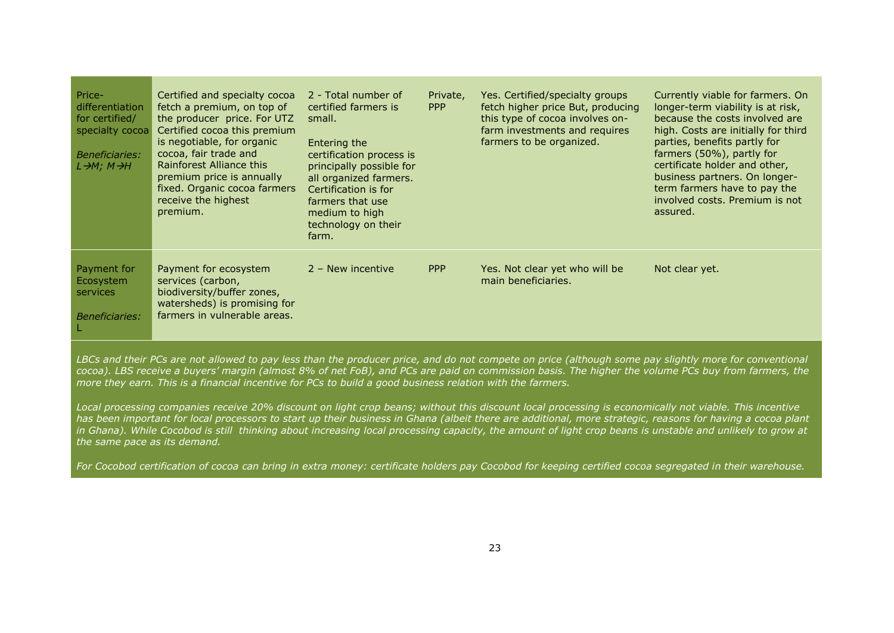| | | | | | |
|---|---|---|---|---|---|
| Price-differentiation for certified/ specialty cocoa<br><br>*Beneficiaries: L→M; M→H* | Certified and specialty cocoa fetch a premium, on top of the producer price. For UTZ Certified cocoa this premium is negotiable, for organic cocoa, fair trade and Rainforest Alliance this premium price is annually fixed. Organic cocoa farmers receive the highest premium. | 2 - Total number of certified farmers is small.<br><br>Entering the certification process is principally possible for all organized farmers. Certification is for farmers that use medium to high technology on their farm. | Private, PPP | Yes. Certified/specialty groups fetch higher price But, producing this type of cocoa involves on-farm investments and requires farmers to be organized. | Currently viable for farmers. On longer-term viability is at risk, because the costs involved are high. Costs are initially for third parties, benefits partly for farmers (50%), partly for certificate holder and other, business partners. On longer-term farmers have to pay the involved costs. Premium is not assured. |
| Payment for Ecosystem services<br><br>*Beneficiaries:* L | Payment for ecosystem services (carbon, biodiversity/buffer zones, watersheds) is promising for farmers in vulnerable areas. | 2 – New incentive | PPP | Yes. Not clear yet who will be main beneficiaries. | Not clear yet. |

*LBCs and their PCs are not allowed to pay less than the producer price, and do not compete on price (although some pay slightly more for conventional cocoa). LBS receive a buyers' margin (almost 8% of net FoB), and PCs are paid on commission basis. The higher the volume PCs buy from farmers, the more they earn. This is a financial incentive for PCs to build a good business relation with the farmers.*

*Local processing companies receive 20% discount on light crop beans; without this discount local processing is economically not viable. This incentive has been important for local processors to start up their business in Ghana (albeit there are additional, more strategic, reasons for having a cocoa plant in Ghana). While Cocobod is still thinking about increasing local processing capacity, the amount of light crop beans is unstable and unlikely to grow at the same pace as its demand.*

*For Cocobod certification of cocoa can bring in extra money: certificate holders pay Cocobod for keeping certified cocoa segregated in their warehouse.*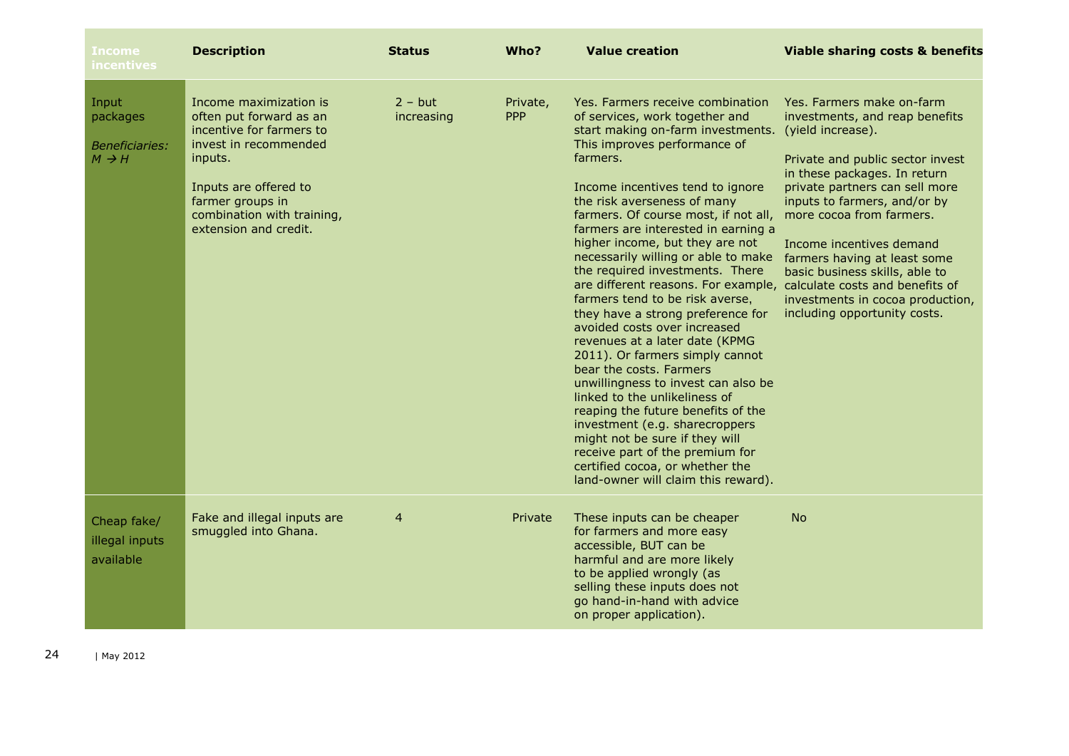| Income incentives | Description | Status | Who? | Value creation | Viable sharing costs & benefits |
|---|---|---|---|---|---|
| Input packages<br><br>*Beneficiaries: M → H* | Income maximization is often put forward as an incentive for farmers to invest in recommended inputs.<br><br>Inputs are offered to farmer groups in combination with training, extension and credit. | 2 – but increasing | Private, PPP | Yes. Farmers receive combination of services, work together and start making on-farm investments. This improves performance of farmers.<br><br>Income incentives tend to ignore the risk averseness of many farmers. Of course most, if not all, farmers are interested in earning a higher income, but they are not necessarily willing or able to make the required investments. There are different reasons. For example, farmers tend to be risk averse, they have a strong preference for avoided costs over increased revenues at a later date (KPMG 2011). Or farmers simply cannot bear the costs. Farmers unwillingness to invest can also be linked to the unlikeliness of reaping the future benefits of the investment (e.g. sharecroppers might not be sure if they will receive part of the premium for certified cocoa, or whether the land-owner will claim this reward). | Yes. Farmers make on-farm investments, and reap benefits (yield increase).<br><br>Private and public sector invest in these packages. In return private partners can sell more inputs to farmers, and/or by more cocoa from farmers.<br><br>Income incentives demand farmers having at least some basic business skills, able to calculate costs and benefits of investments in cocoa production, including opportunity costs. |
| Cheap fake/ illegal inputs available | Fake and illegal inputs are smuggled into Ghana. | 4 | Private | These inputs can be cheaper for farmers and more easy accessible, BUT can be harmful and are more likely to be applied wrongly (as selling these inputs does not go hand-in-hand with advice on proper application). | No |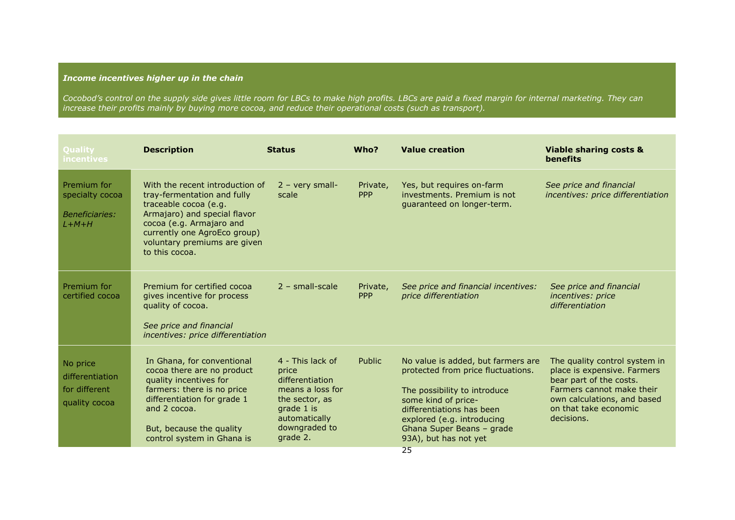***Income incentives higher up in the chain***

*Cocobod's control on the supply side gives little room for LBCs to make high profits. LBCs are paid a fixed margin for internal marketing. They can increase their profits mainly by buying more cocoa, and reduce their operational costs (such as transport).*

| Quality incentives | Description | Status | Who? | Value creation | Viable sharing costs & benefits |
|---|---|---|---|---|---|
| Premium for specialty cocoa<br><br>*Beneficiaries: L+M+H* | With the recent introduction of tray-fermentation and fully traceable cocoa (e.g. Armajaro) and special flavor cocoa (e.g. Armajaro and currently one AgroEco group) voluntary premiums are given to this cocoa. | 2 – very small-scale | Private, PPP | Yes, but requires on-farm investments. Premium is not guaranteed on longer-term. | *See price and financial incentives: price differentiation* |
| Premium for certified cocoa | Premium for certified cocoa gives incentive for process quality of cocoa.<br><br>*See price and financial incentives: price differentiation* | 2 – small-scale | Private, PPP | *See price and financial incentives: price differentiation* | *See price and financial incentives: price differentiation* |
| No price differentiation for different quality cocoa | In Ghana, for conventional cocoa there are no product quality incentives for farmers: there is no price differentiation for grade 1 and 2 cocoa.<br><br>But, because the quality control system in Ghana is | 4 - This lack of price differentiation means a loss for the sector, as grade 1 is automatically downgraded to grade 2. | Public | No value is added, but farmers are protected from price fluctuations.<br><br>The possibility to introduce some kind of price-differentiations has been explored (e.g. introducing Ghana Super Beans – grade 93A), but has not yet | The quality control system in place is expensive. Farmers bear part of the costs. Farmers cannot make their own calculations, and based on that take economic decisions. |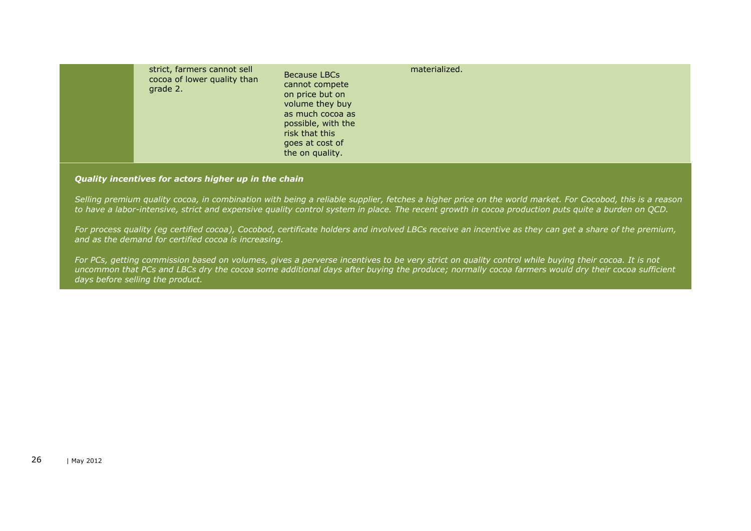| | | | |
|---|---|---|---|
| | strict, farmers cannot sell cocoa of lower quality than grade 2. | Because LBCs cannot compete on price but on volume they buy as much cocoa as possible, with the risk that this goes at cost of the on quality. | materialized. |

***Quality incentives for actors higher up in the chain***

*Selling premium quality cocoa, in combination with being a reliable supplier, fetches a higher price on the world market. For Cocobod, this is a reason to have a labor-intensive, strict and expensive quality control system in place. The recent growth in cocoa production puts quite a burden on QCD.*

*For process quality (eg certified cocoa), Cocobod, certificate holders and involved LBCs receive an incentive as they can get a share of the premium, and as the demand for certified cocoa is increasing.*

*For PCs, getting commission based on volumes, gives a perverse incentives to be very strict on quality control while buying their cocoa. It is not uncommon that PCs and LBCs dry the cocoa some additional days after buying the produce; normally cocoa farmers would dry their cocoa sufficient days before selling the product.*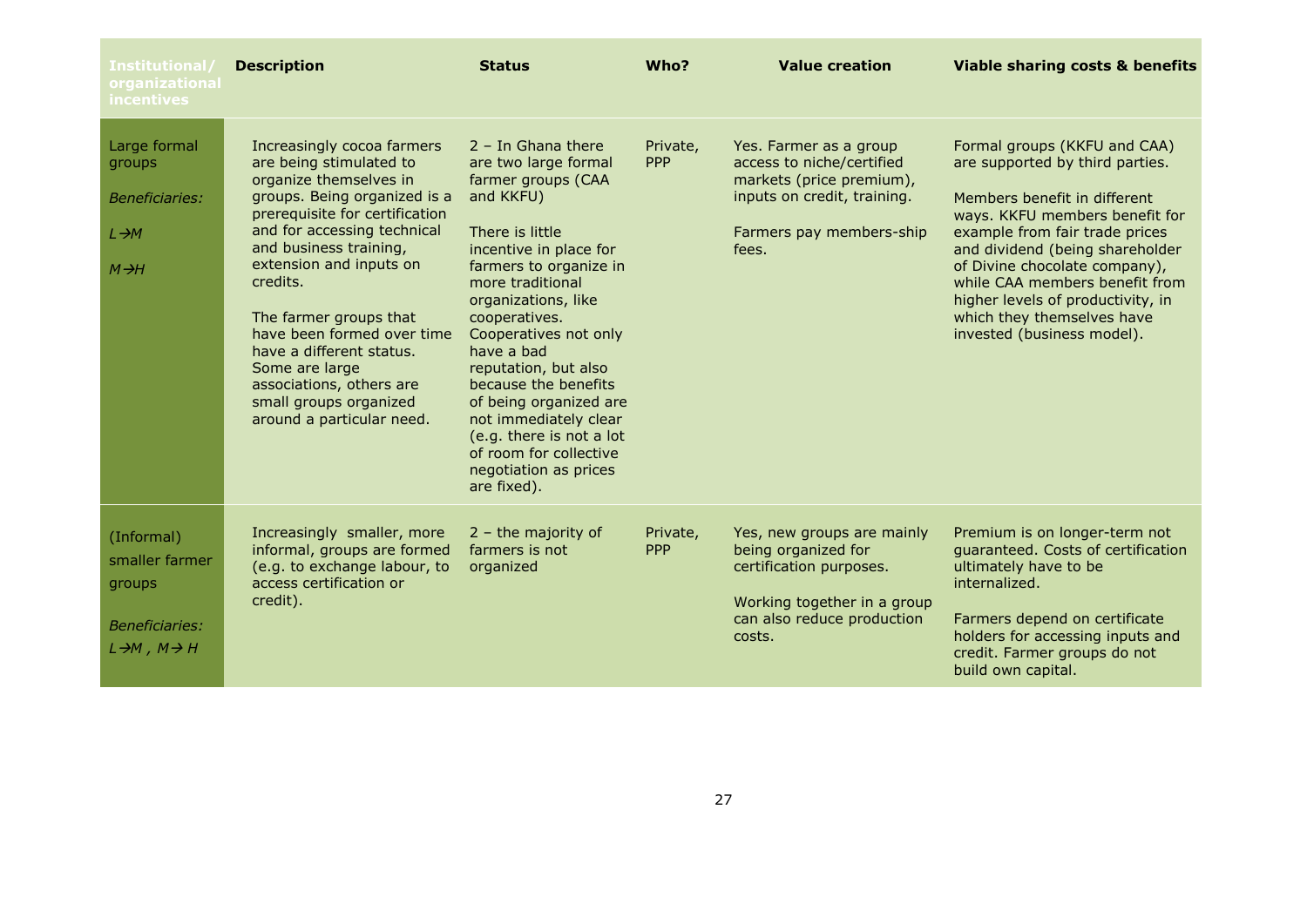| Institutional/ organizational incentives | Description | Status | Who? | Value creation | Viable sharing costs & benefits |
|---|---|---|---|---|---|
| Large formal groups<br><br>*Beneficiaries:*<br><br>*L→M*<br><br>*M→H* | Increasingly cocoa farmers are being stimulated to organize themselves in groups. Being organized is a prerequisite for certification and for accessing technical and business training, extension and inputs on credits.<br><br>The farmer groups that have been formed over time have a different status. Some are large associations, others are small groups organized around a particular need. | 2 – In Ghana there are two large formal farmer groups (CAA and KKFU)<br><br>There is little incentive in place for farmers to organize in more traditional organizations, like cooperatives. Cooperatives not only have a bad reputation, but also because the benefits of being organized are not immediately clear (e.g. there is not a lot of room for collective negotiation as prices are fixed). | Private, PPP | Yes. Farmer as a group access to niche/certified markets (price premium), inputs on credit, training.<br><br>Farmers pay members-ship fees. | Formal groups (KKFU and CAA) are supported by third parties.<br><br>Members benefit in different ways. KKFU members benefit for example from fair trade prices and dividend (being shareholder of Divine chocolate company), while CAA members benefit from higher levels of productivity, in which they themselves have invested (business model). |
| (Informal) smaller farmer groups<br><br>*Beneficiaries:*<br><br>*L→M , M→ H* | Increasingly smaller, more informal, groups are formed (e.g. to exchange labour, to access certification or credit). | 2 – the majority of farmers is not organized | Private, PPP | Yes, new groups are mainly being organized for certification purposes.<br><br>Working together in a group can also reduce production costs. | Premium is on longer-term not guaranteed. Costs of certification ultimately have to be internalized.<br><br>Farmers depend on certificate holders for accessing inputs and credit. Farmer groups do not build own capital. |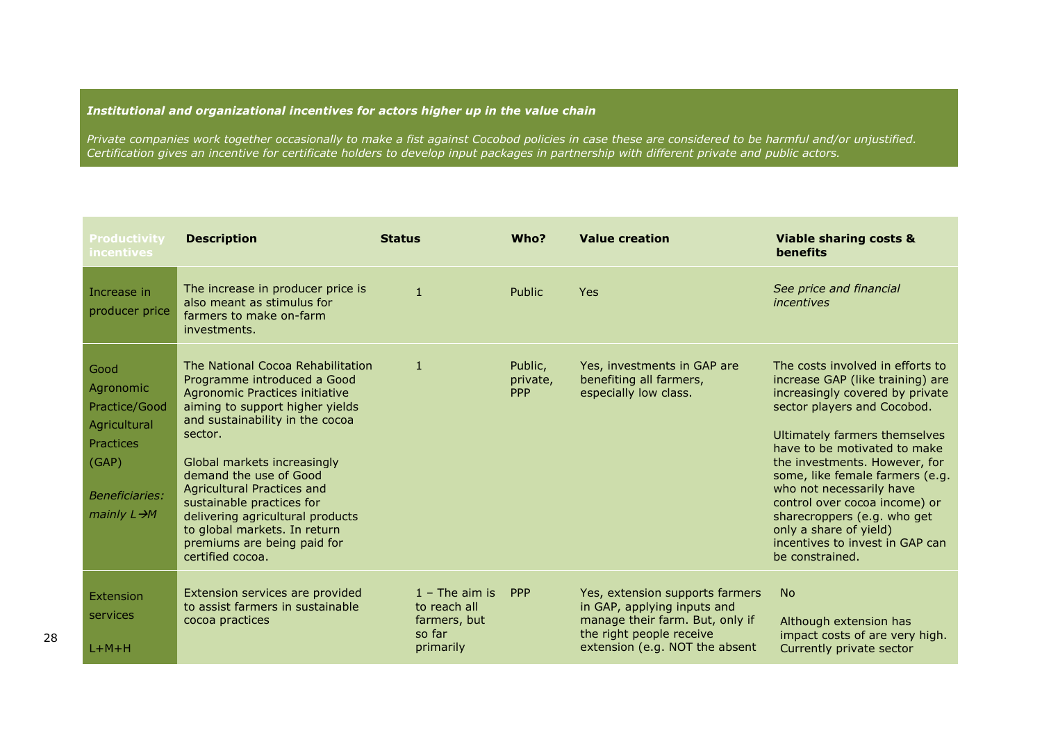***Institutional and organizational incentives for actors higher up in the value chain***

*Private companies work together occasionally to make a fist against Cocobod policies in case these are considered to be harmful and/or unjustified. Certification gives an incentive for certificate holders to develop input packages in partnership with different private and public actors.*

| Productivity incentives | Description | Status | Who? | Value creation | Viable sharing costs & benefits |
|---|---|---|---|---|---|
| Increase in producer price | The increase in producer price is also meant as stimulus for farmers to make on-farm investments. | 1 | Public | Yes | *See price and financial incentives* |
| Good Agronomic Practice/Good Agricultural Practices (GAP)<br><br>*Beneficiaries: mainly L→M* | The National Cocoa Rehabilitation Programme introduced a Good Agronomic Practices initiative aiming to support higher yields and sustainability in the cocoa sector.<br><br>Global markets increasingly demand the use of Good Agricultural Practices and sustainable practices for delivering agricultural products to global markets. In return premiums are being paid for certified cocoa. | 1 | Public, private, PPP | Yes, investments in GAP are benefiting all farmers, especially low class. | The costs involved in efforts to increase GAP (like training) are increasingly covered by private sector players and Cocobod.<br><br>Ultimately farmers themselves have to be motivated to make the investments. However, for some, like female farmers (e.g. who not necessarily have control over cocoa income) or sharecroppers (e.g. who get only a share of yield) incentives to invest in GAP can be constrained. |
| Extension services<br><br>L+M+H | Extension services are provided to assist farmers in sustainable cocoa practices | 1 – The aim is to reach all farmers, but so far primarily | PPP | Yes, extension supports farmers in GAP, applying inputs and manage their farm. But, only if the right people receive extension (e.g. NOT the absent | No<br><br>Although extension has impact costs of are very high. Currently private sector |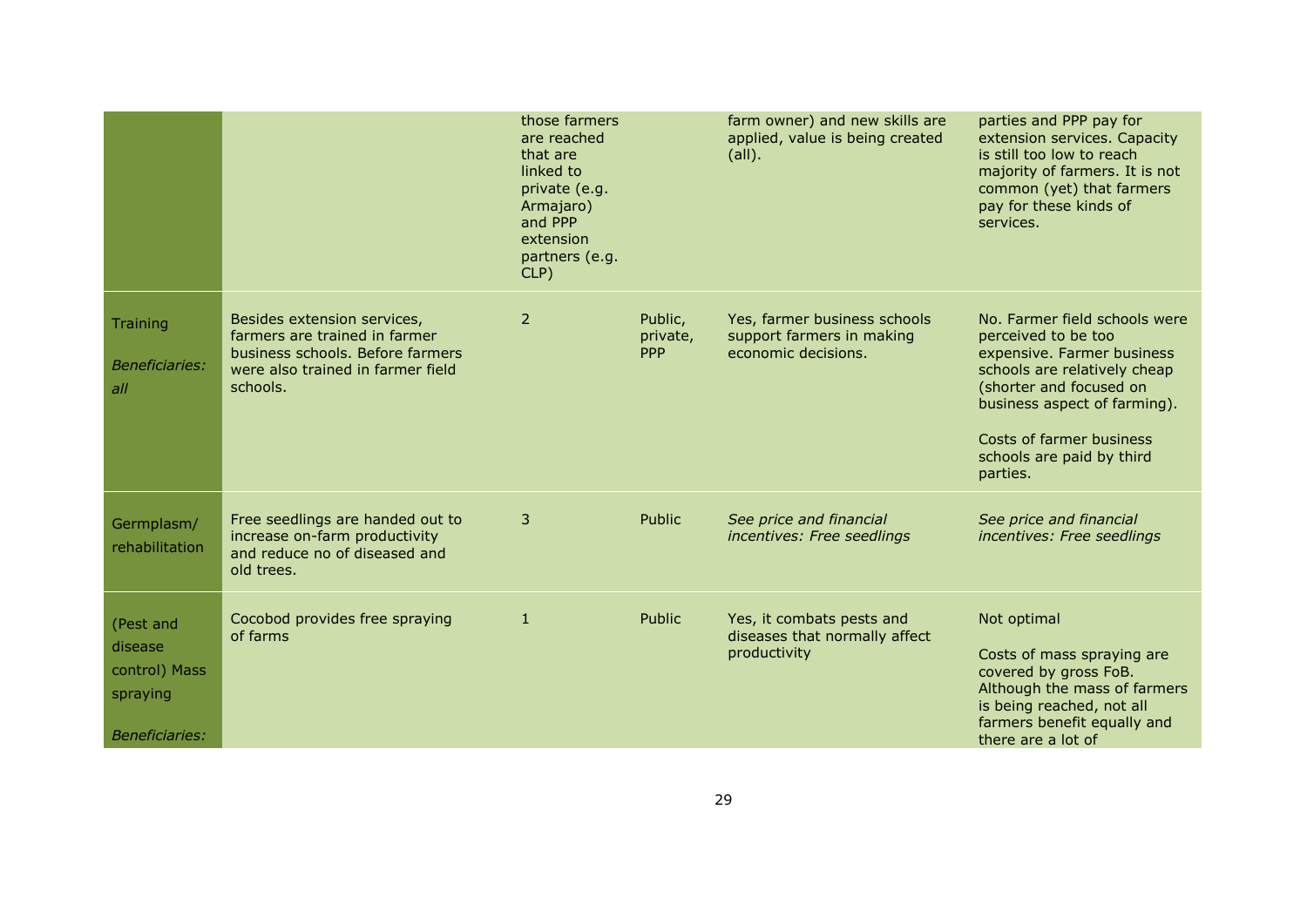| | | | | | |
|---|---|---|---|---|---|
| | | those farmers are reached that are linked to private (e.g. Armajaro) and PPP extension partners (e.g. CLP) | | farm owner) and new skills are applied, value is being created (all). | parties and PPP pay for extension services. Capacity is still too low to reach majority of farmers. It is not common (yet) that farmers pay for these kinds of services. |
| Training<br><br>*Beneficiaries: all* | Besides extension services, farmers are trained in farmer business schools. Before farmers were also trained in farmer field schools. | 2 | Public, private, PPP | Yes, farmer business schools support farmers in making economic decisions. | No. Farmer field schools were perceived to be too expensive. Farmer business schools are relatively cheap (shorter and focused on business aspect of farming).<br><br>Costs of farmer business schools are paid by third parties. |
| Germplasm/ rehabilitation | Free seedlings are handed out to increase on-farm productivity and reduce no of diseased and old trees. | 3 | Public | *See price and financial incentives: Free seedlings* | *See price and financial incentives: Free seedlings* |
| (Pest and disease control) Mass spraying<br><br>*Beneficiaries:* | Cocobod provides free spraying of farms | 1 | Public | Yes, it combats pests and diseases that normally affect productivity | Not optimal<br><br>Costs of mass spraying are covered by gross FoB. Although the mass of farmers is being reached, not all farmers benefit equally and there are a lot of |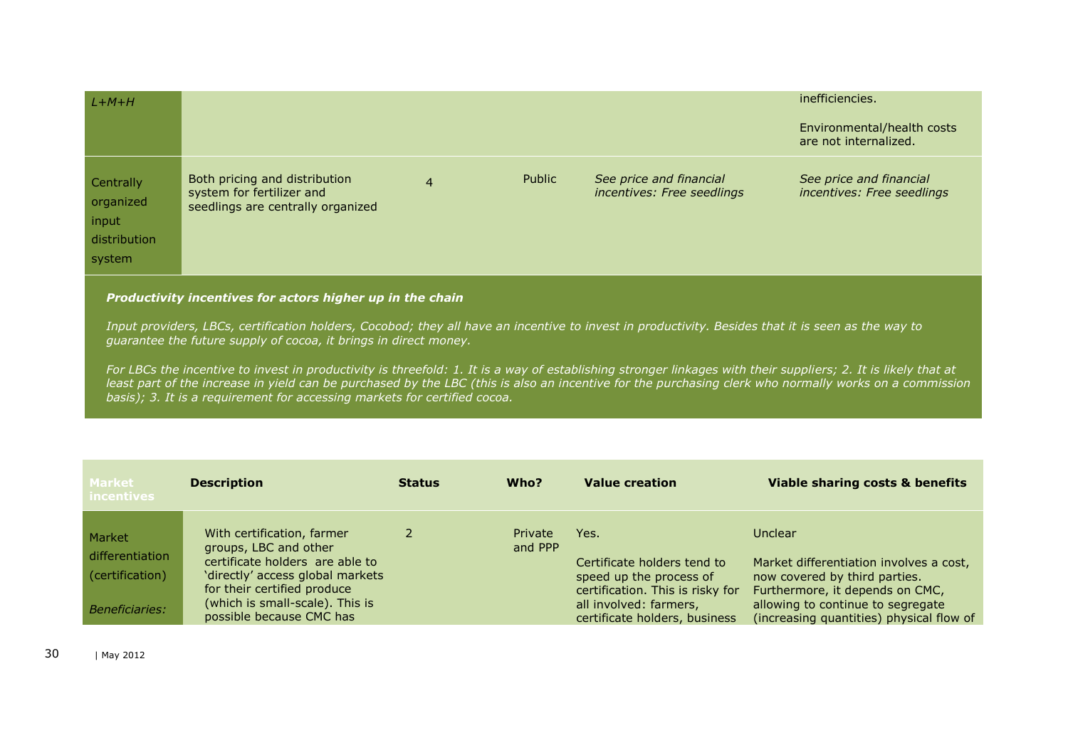| | | | | | |
|---|---|---|---|---|---|
| *L+M+H* | | | | | inefficiencies.<br><br>Environmental/health costs are not internalized. |
| Centrally organized input distribution system | Both pricing and distribution system for fertilizer and seedlings are centrally organized | 4 | Public | *See price and financial incentives: Free seedlings* | *See price and financial incentives: Free seedlings* |

***Productivity incentives for actors higher up in the chain***

*Input providers, LBCs, certification holders, Cocobod; they all have an incentive to invest in productivity. Besides that it is seen as the way to guarantee the future supply of cocoa, it brings in direct money.*

*For LBCs the incentive to invest in productivity is threefold: 1. It is a way of establishing stronger linkages with their suppliers; 2. It is likely that at least part of the increase in yield can be purchased by the LBC (this is also an incentive for the purchasing clerk who normally works on a commission basis); 3. It is a requirement for accessing markets for certified cocoa.*

| Market incentives | Description | Status | Who? | Value creation | Viable sharing costs & benefits |
|---|---|---|---|---|---|
| Market differentiation (certification)<br><br>*Beneficiaries:* | With certification, farmer groups, LBC and other certificate holders are able to 'directly' access global markets for their certified produce (which is small-scale). This is possible because CMC has | 2 | Private and PPP | Yes.<br><br>Certificate holders tend to speed up the process of certification. This is risky for all involved: farmers, certificate holders, business | Unclear<br><br>Market differentiation involves a cost, now covered by third parties. Furthermore, it depends on CMC, allowing to continue to segregate (increasing quantities) physical flow of |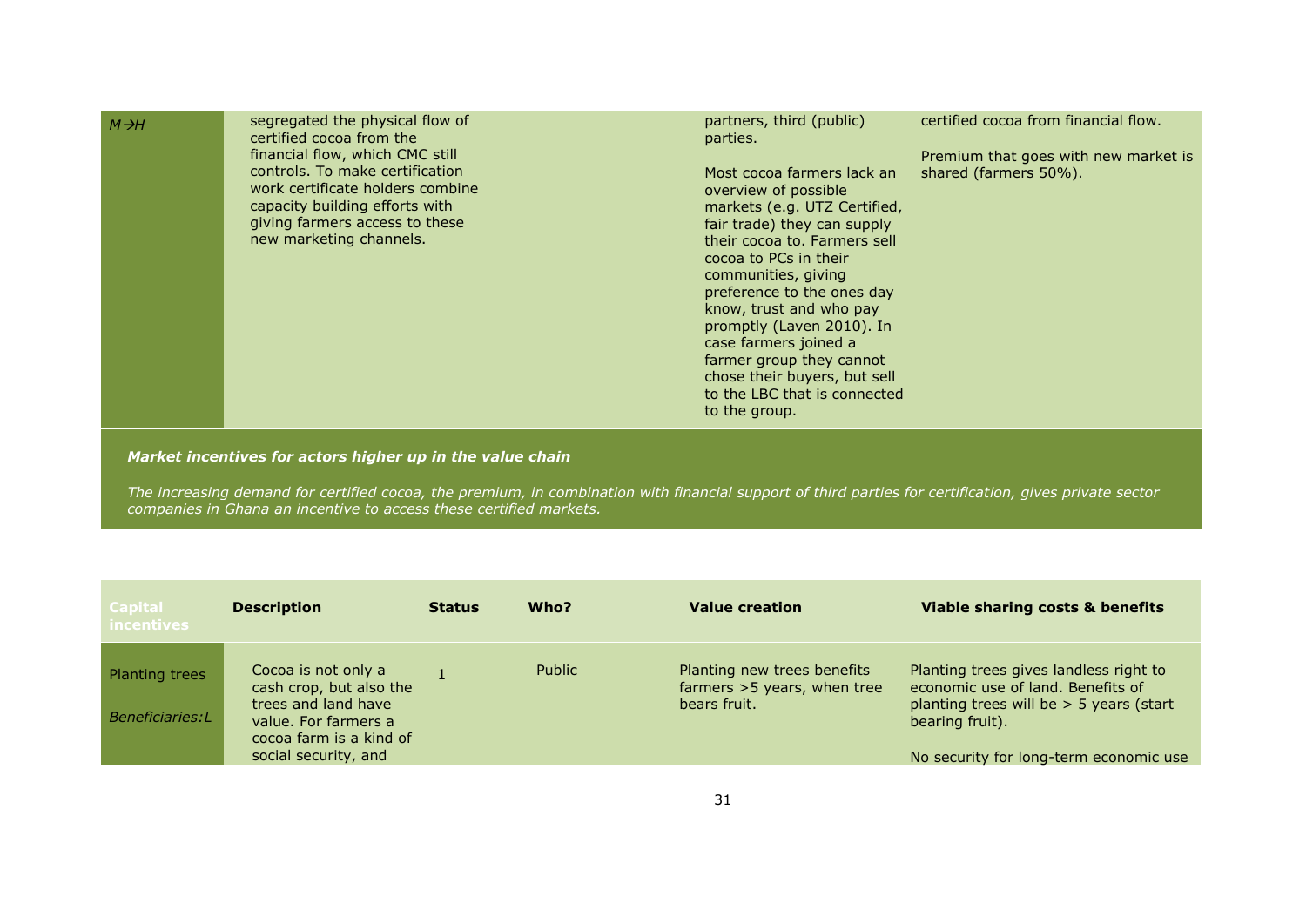| | | | | | |
|---|---|---|---|---|---|
| *M→H* | segregated the physical flow of certified cocoa from the financial flow, which CMC still controls. To make certification work certificate holders combine capacity building efforts with giving farmers access to these new marketing channels. | | | partners, third (public) parties.<br><br>Most cocoa farmers lack an overview of possible markets (e.g. UTZ Certified, fair trade) they can supply their cocoa to. Farmers sell cocoa to PCs in their communities, giving preference to the ones day know, trust and who pay promptly (Laven 2010). In case farmers joined a farmer group they cannot chose their buyers, but sell to the LBC that is connected to the group. | certified cocoa from financial flow.<br><br>Premium that goes with new market is shared (farmers 50%). |

***Market incentives for actors higher up in the value chain***

*The increasing demand for certified cocoa, the premium, in combination with financial support of third parties for certification, gives private sector companies in Ghana an incentive to access these certified markets.*

| Capital incentives | Description | Status | Who? | Value creation | Viable sharing costs & benefits |
|---|---|---|---|---|---|
| Planting trees<br><br>*Beneficiaries:L* | Cocoa is not only a cash crop, but also the trees and land have value. For farmers a cocoa farm is a kind of social security, and | 1 | Public | Planting new trees benefits farmers >5 years, when tree bears fruit. | Planting trees gives landless right to economic use of land. Benefits of planting trees will be > 5 years (start bearing fruit).<br><br>No security for long-term economic use |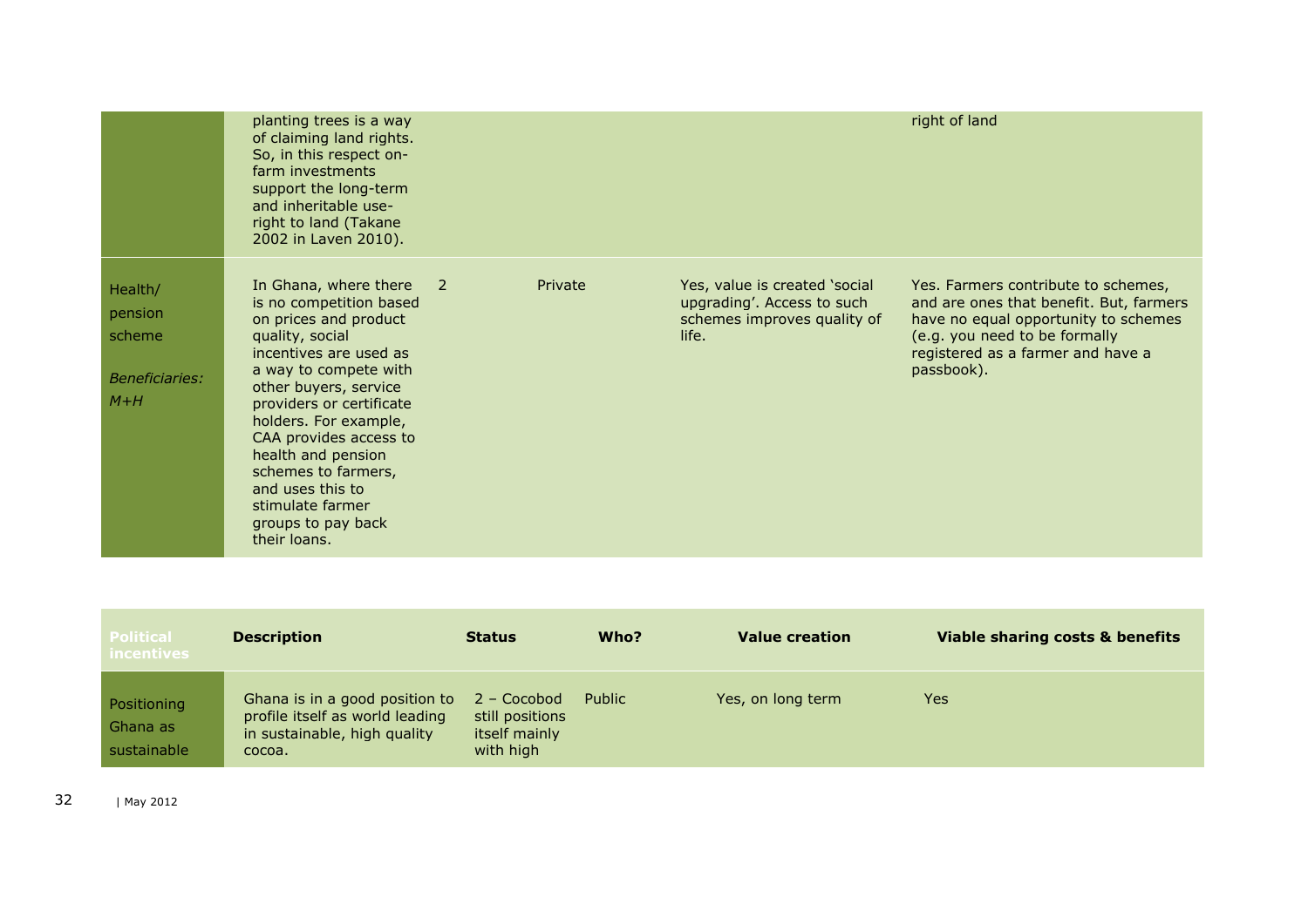| | | | | | |
|---|---|---|---|---|---|
| | planting trees is a way of claiming land rights. So, in this respect on-farm investments support the long-term and inheritable use-right to land (Takane 2002 in Laven 2010). | | | | right of land |
| Health/ pension scheme *Beneficiaries: M+H* | In Ghana, where there is no competition based on prices and product quality, social incentives are used as a way to compete with other buyers, service providers or certificate holders. For example, CAA provides access to health and pension schemes to farmers, and uses this to stimulate farmer groups to pay back their loans. | 2 | Private | Yes, value is created 'social upgrading'. Access to such schemes improves quality of life. | Yes. Farmers contribute to schemes, and are ones that benefit. But, farmers have no equal opportunity to schemes (e.g. you need to be formally registered as a farmer and have a passbook). |

| Political incentives | Description | Status | Who? | Value creation | Viable sharing costs & benefits |
|---|---|---|---|---|---|
| Positioning Ghana as sustainable | Ghana is in a good position to profile itself as world leading in sustainable, high quality cocoa. | 2 – Cocobod still positions itself mainly with high | Public | Yes, on long term | Yes |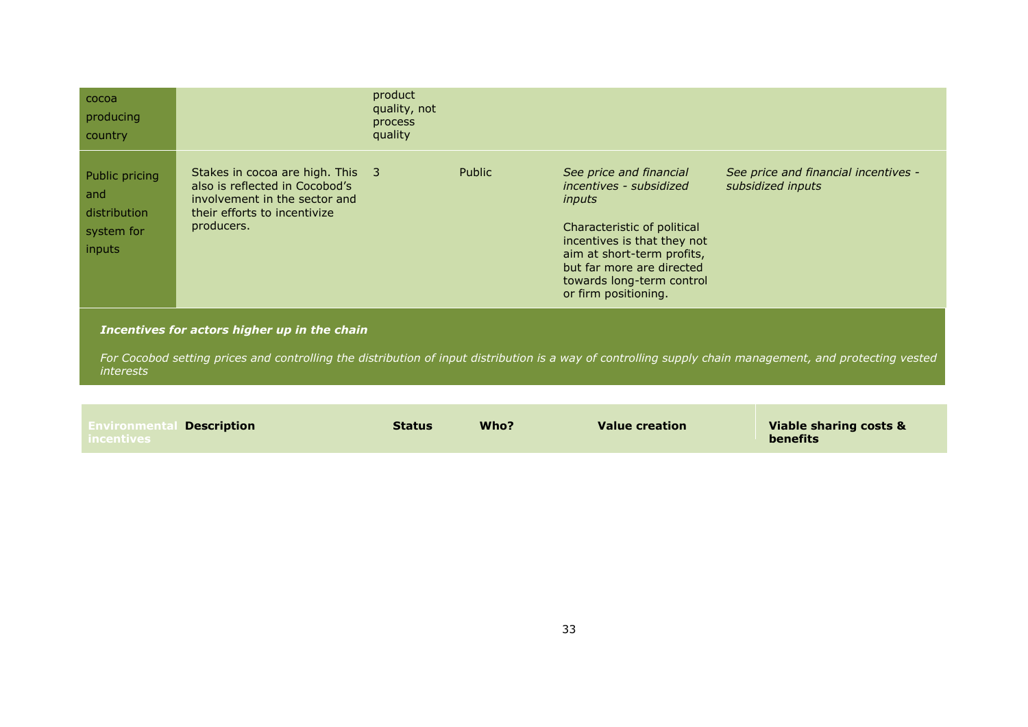| | | | | | |
|---|---|---|---|---|---|
| cocoa producing country | | product quality, not process quality | | | |
| Public pricing and distribution system for inputs | Stakes in cocoa are high. This also is reflected in Cocobod's involvement in the sector and their efforts to incentivize producers. | 3 | Public | *See price and financial incentives - subsidized inputs*<br><br>Characteristic of political incentives is that they not aim at short-term profits, but far more are directed towards long-term control or firm positioning. | *See price and financial incentives - subsidized inputs* |

***Incentives for actors higher up in the chain***

*For Cocobod setting prices and controlling the distribution of input distribution is a way of controlling supply chain management, and protecting vested interests*

| Environmental incentives | Description | Status | Who? | Value creation | Viable sharing costs & benefits |
|---|---|---|---|---|---|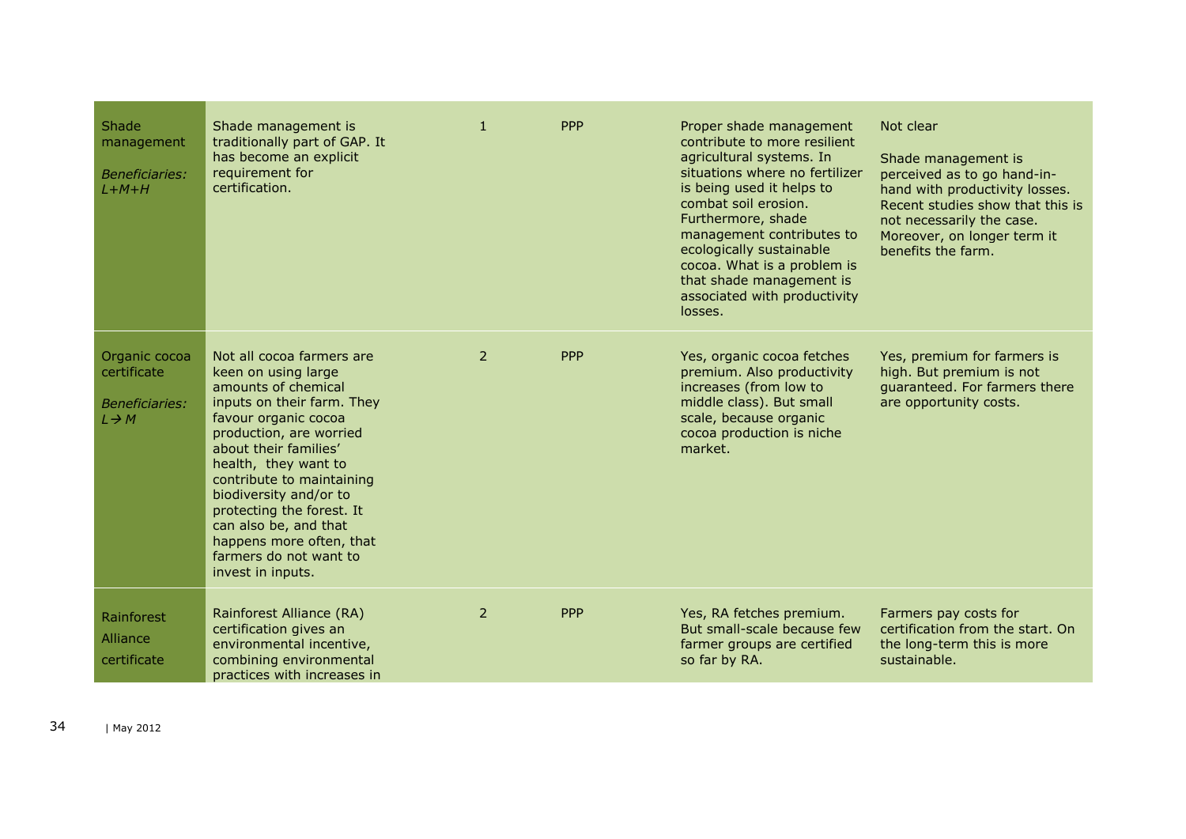| | | | | | |
|---|---|---|---|---|---|
| Shade management *Beneficiaries: L+M+H* | Shade management is traditionally part of GAP. It has become an explicit requirement for certification. | 1 | PPP | Proper shade management contribute to more resilient agricultural systems. In situations where no fertilizer is being used it helps to combat soil erosion. Furthermore, shade management contributes to ecologically sustainable cocoa. What is a problem is that shade management is associated with productivity losses. | Not clear<br><br>Shade management is perceived as to go hand-in-hand with productivity losses. Recent studies show that this is not necessarily the case. Moreover, on longer term it benefits the farm. |
| Organic cocoa certificate *Beneficiaries: L→ M* | Not all cocoa farmers are keen on using large amounts of chemical inputs on their farm. They favour organic cocoa production, are worried about their families' health, they want to contribute to maintaining biodiversity and/or to protecting the forest. It can also be, and that happens more often, that farmers do not want to invest in inputs. | 2 | PPP | Yes, organic cocoa fetches premium. Also productivity increases (from low to middle class). But small scale, because organic cocoa production is niche market. | Yes, premium for farmers is high. But premium is not guaranteed. For farmers there are opportunity costs. |
| Rainforest Alliance certificate | Rainforest Alliance (RA) certification gives an environmental incentive, combining environmental practices with increases in | 2 | PPP | Yes, RA fetches premium. But small-scale because few farmer groups are certified so far by RA. | Farmers pay costs for certification from the start. On the long-term this is more sustainable. |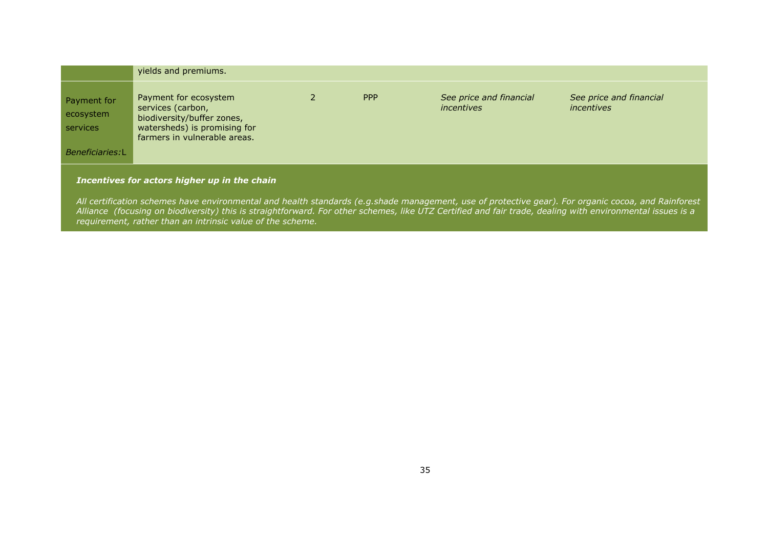| | | | | | |
|---|---|---|---|---|---|
| | yields and premiums. | | | | |
| Payment for ecosystem services<br><br>*Beneficiaries:* L | Payment for ecosystem services (carbon, biodiversity/buffer zones, watersheds) is promising for farmers in vulnerable areas. | 2 | PPP | *See price and financial incentives* | *See price and financial incentives* |

***Incentives for actors higher up in the chain***

*All certification schemes have environmental and health standards (e.g.shade management, use of protective gear). For organic cocoa, and Rainforest Alliance (focusing on biodiversity) this is straightforward. For other schemes, like UTZ Certified and fair trade, dealing with environmental issues is a requirement, rather than an intrinsic value of the scheme.*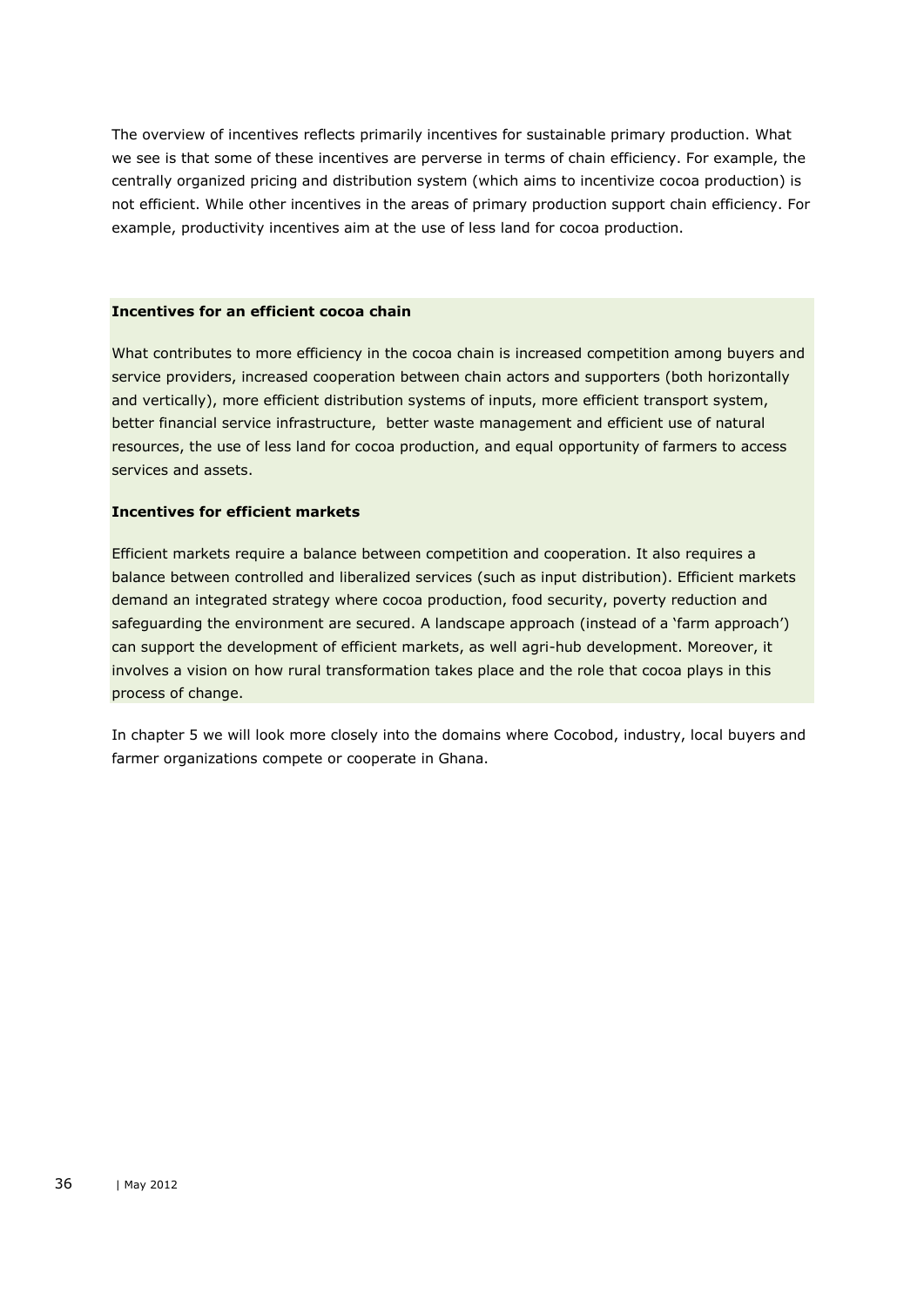The overview of incentives reflects primarily incentives for sustainable primary production. What we see is that some of these incentives are perverse in terms of chain efficiency. For example, the centrally organized pricing and distribution system (which aims to incentivize cocoa production) is not efficient. While other incentives in the areas of primary production support chain efficiency. For example, productivity incentives aim at the use of less land for cocoa production.

**Incentives for an efficient cocoa chain**

What contributes to more efficiency in the cocoa chain is increased competition among buyers and service providers, increased cooperation between chain actors and supporters (both horizontally and vertically), more efficient distribution systems of inputs, more efficient transport system, better financial service infrastructure, better waste management and efficient use of natural resources, the use of less land for cocoa production, and equal opportunity of farmers to access services and assets.

**Incentives for efficient markets**

Efficient markets require a balance between competition and cooperation. It also requires a balance between controlled and liberalized services (such as input distribution). Efficient markets demand an integrated strategy where cocoa production, food security, poverty reduction and safeguarding the environment are secured. A landscape approach (instead of a 'farm approach') can support the development of efficient markets, as well agri-hub development. Moreover, it involves a vision on how rural transformation takes place and the role that cocoa plays in this process of change.

In chapter 5 we will look more closely into the domains where Cocobod, industry, local buyers and farmer organizations compete or cooperate in Ghana.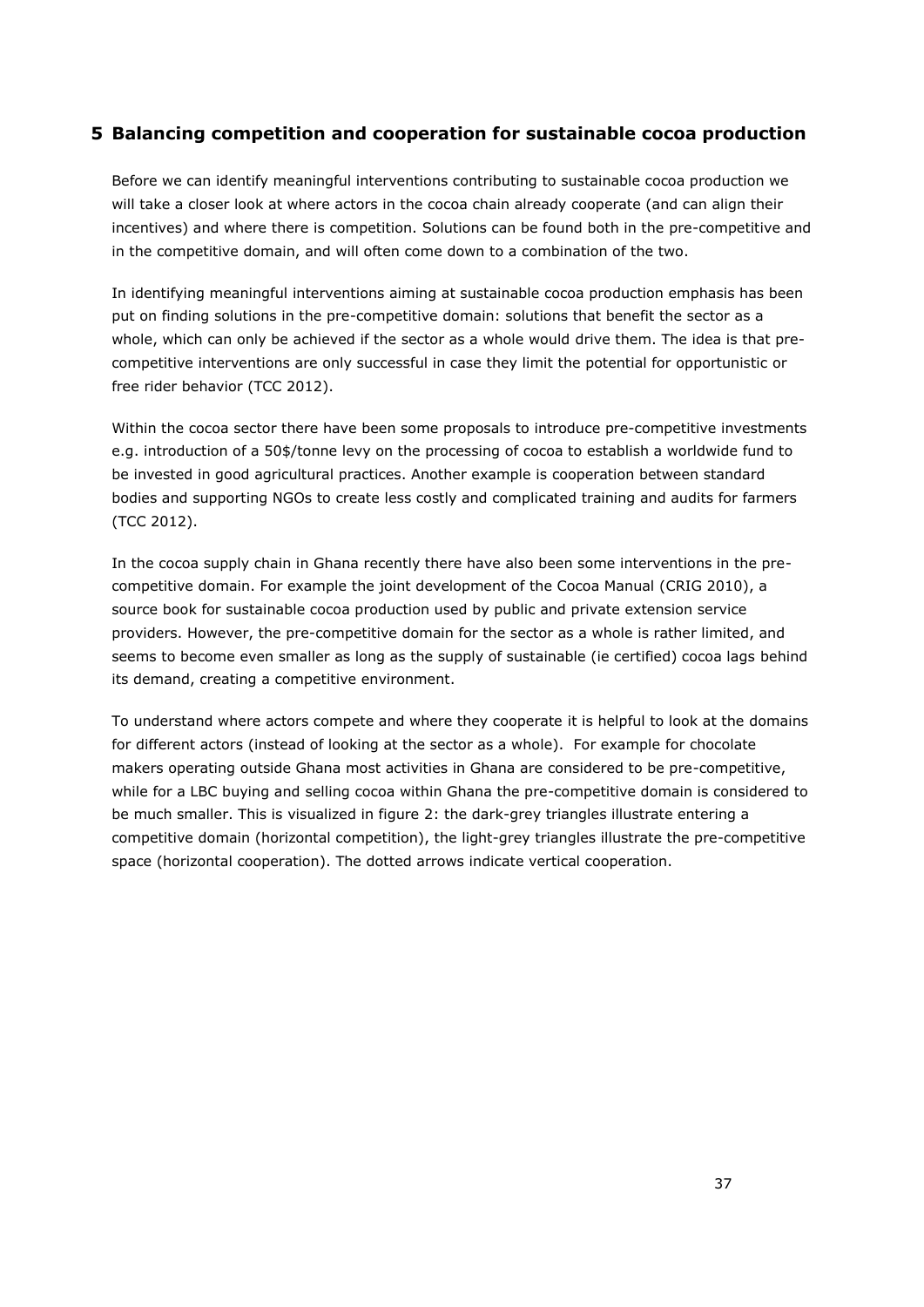## 5 Balancing competition and cooperation for sustainable cocoa production

Before we can identify meaningful interventions contributing to sustainable cocoa production we will take a closer look at where actors in the cocoa chain already cooperate (and can align their incentives) and where there is competition. Solutions can be found both in the pre-competitive and in the competitive domain, and will often come down to a combination of the two.

In identifying meaningful interventions aiming at sustainable cocoa production emphasis has been put on finding solutions in the pre-competitive domain: solutions that benefit the sector as a whole, which can only be achieved if the sector as a whole would drive them. The idea is that pre-competitive interventions are only successful in case they limit the potential for opportunistic or free rider behavior (TCC 2012).

Within the cocoa sector there have been some proposals to introduce pre-competitive investments e.g. introduction of a 50$/tonne levy on the processing of cocoa to establish a worldwide fund to be invested in good agricultural practices. Another example is cooperation between standard bodies and supporting NGOs to create less costly and complicated training and audits for farmers (TCC 2012).

In the cocoa supply chain in Ghana recently there have also been some interventions in the pre-competitive domain. For example the joint development of the Cocoa Manual (CRIG 2010), a source book for sustainable cocoa production used by public and private extension service providers. However, the pre-competitive domain for the sector as a whole is rather limited, and seems to become even smaller as long as the supply of sustainable (ie certified) cocoa lags behind its demand, creating a competitive environment.

To understand where actors compete and where they cooperate it is helpful to look at the domains for different actors (instead of looking at the sector as a whole). For example for chocolate makers operating outside Ghana most activities in Ghana are considered to be pre-competitive, while for a LBC buying and selling cocoa within Ghana the pre-competitive domain is considered to be much smaller. This is visualized in figure 2: the dark-grey triangles illustrate entering a competitive domain (horizontal competition), the light-grey triangles illustrate the pre-competitive space (horizontal cooperation). The dotted arrows indicate vertical cooperation.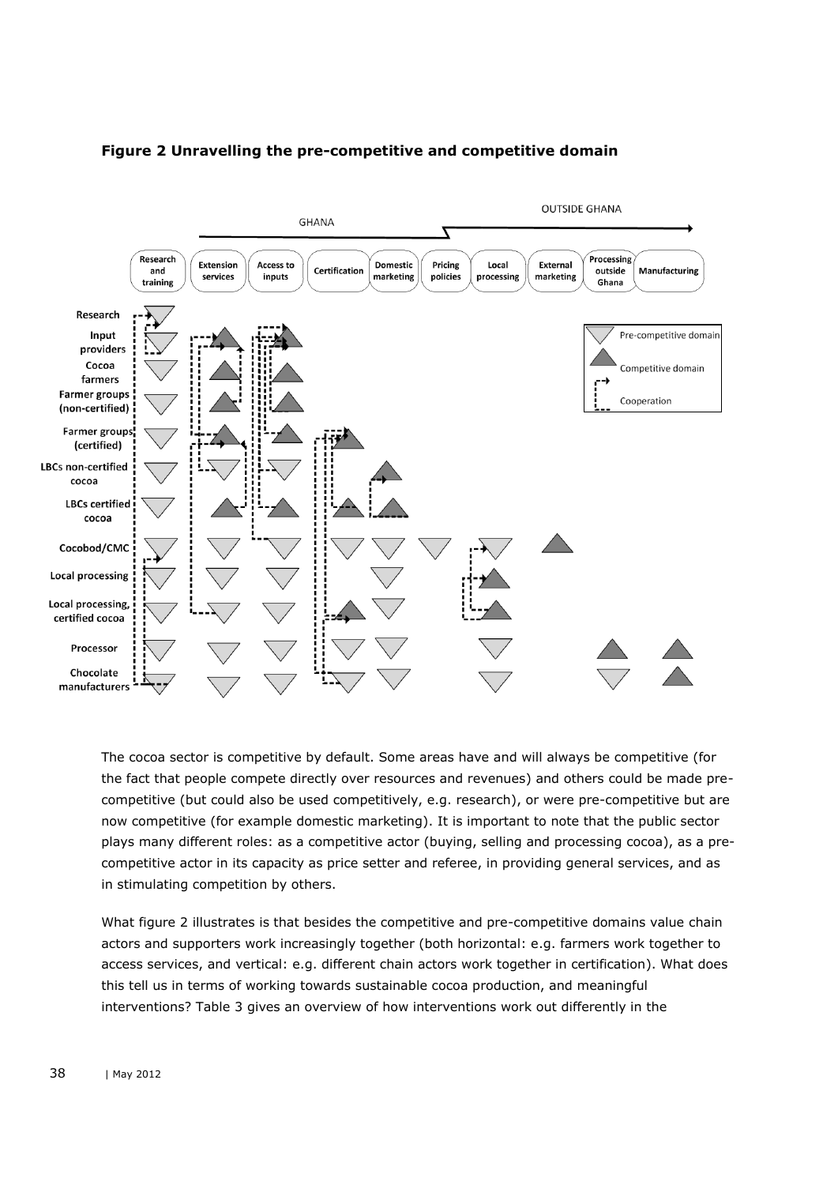**Figure 2 Unravelling the pre-competitive and competitive domain**

The cocoa sector is competitive by default. Some areas have and will always be competitive (for the fact that people compete directly over resources and revenues) and others could be made pre-competitive (but could also be used competitively, e.g. research), or were pre-competitive but are now competitive (for example domestic marketing). It is important to note that the public sector plays many different roles: as a competitive actor (buying, selling and processing cocoa), as a pre-competitive actor in its capacity as price setter and referee, in providing general services, and as in stimulating competition by others.

What figure 2 illustrates is that besides the competitive and pre-competitive domains value chain actors and supporters work increasingly together (both horizontal: e.g. farmers work together to access services, and vertical: e.g. different chain actors work together in certification). What does this tell us in terms of working towards sustainable cocoa production, and meaningful interventions? Table 3 gives an overview of how interventions work out differently in the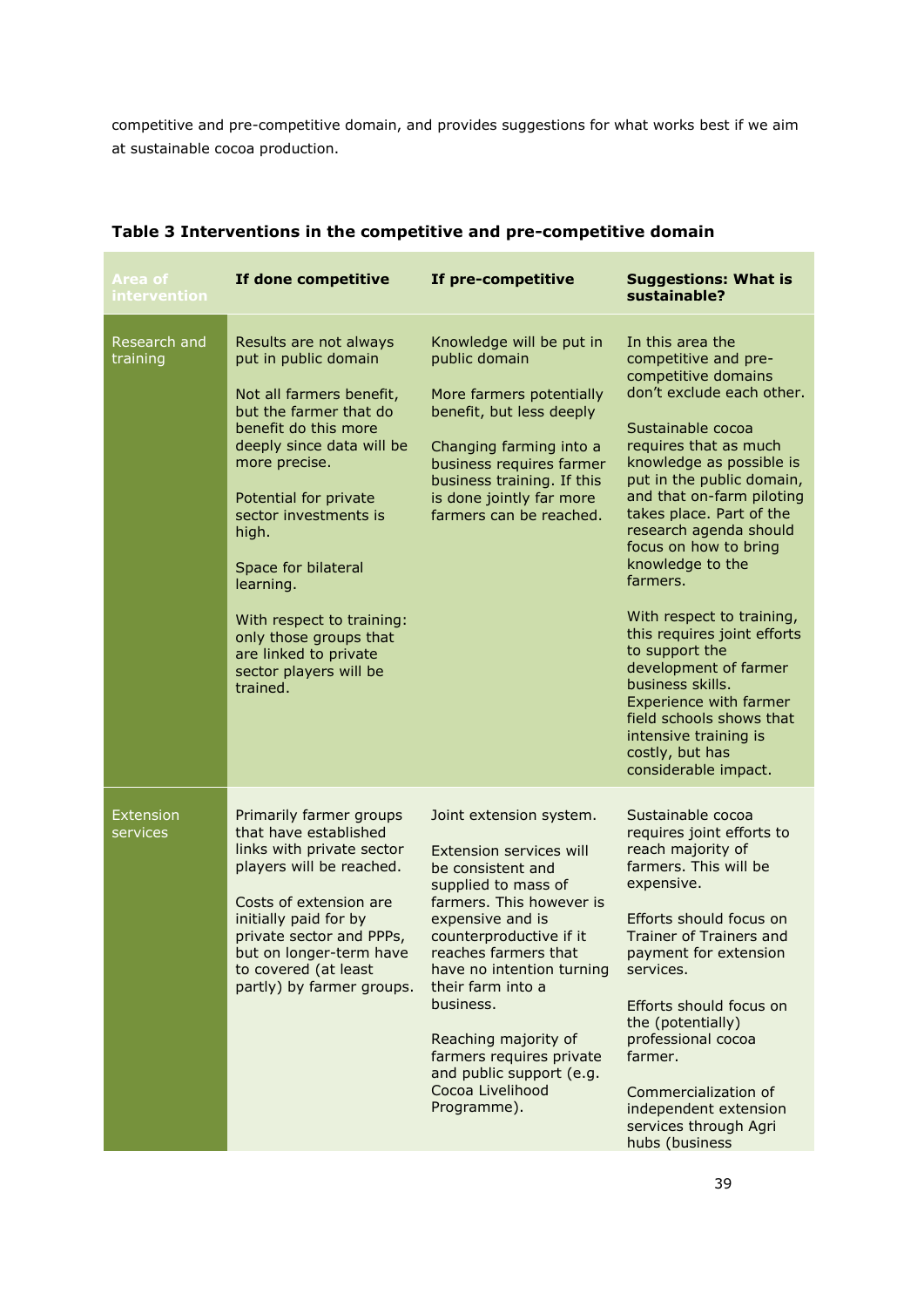competitive and pre-competitive domain, and provides suggestions for what works best if we aim at sustainable cocoa production.

**Table 3 Interventions in the competitive and pre-competitive domain**

| Area of intervention | If done competitive | If pre-competitive | Suggestions: What is sustainable? |
|---|---|---|---|
| Research and training | Results are not always put in public domain<br><br>Not all farmers benefit, but the farmer that do benefit do this more deeply since data will be more precise.<br><br>Potential for private sector investments is high.<br><br>Space for bilateral learning.<br><br>With respect to training: only those groups that are linked to private sector players will be trained. | Knowledge will be put in public domain<br><br>More farmers potentially benefit, but less deeply<br><br>Changing farming into a business requires farmer business training. If this is done jointly far more farmers can be reached. | In this area the competitive and pre-competitive domains don't exclude each other.<br><br>Sustainable cocoa requires that as much knowledge as possible is put in the public domain, and that on-farm piloting takes place. Part of the research agenda should focus on how to bring knowledge to the farmers.<br><br>With respect to training, this requires joint efforts to support the development of farmer business skills. Experience with farmer field schools shows that intensive training is costly, but has considerable impact. |
| Extension services | Primarily farmer groups that have established links with private sector players will be reached.<br><br>Costs of extension are initially paid for by private sector and PPPs, but on longer-term have to covered (at least partly) by farmer groups. | Joint extension system.<br><br>Extension services will be consistent and supplied to mass of farmers. This however is expensive and is counterproductive if it reaches farmers that have no intention turning their farm into a business.<br><br>Reaching majority of farmers requires private and public support (e.g. Cocoa Livelihood Programme). | Sustainable cocoa requires joint efforts to reach majority of farmers. This will be expensive.<br><br>Efforts should focus on Trainer of Trainers and payment for extension services.<br><br>Efforts should focus on the (potentially) professional cocoa farmer.<br><br>Commercialization of independent extension services through Agri hubs (business |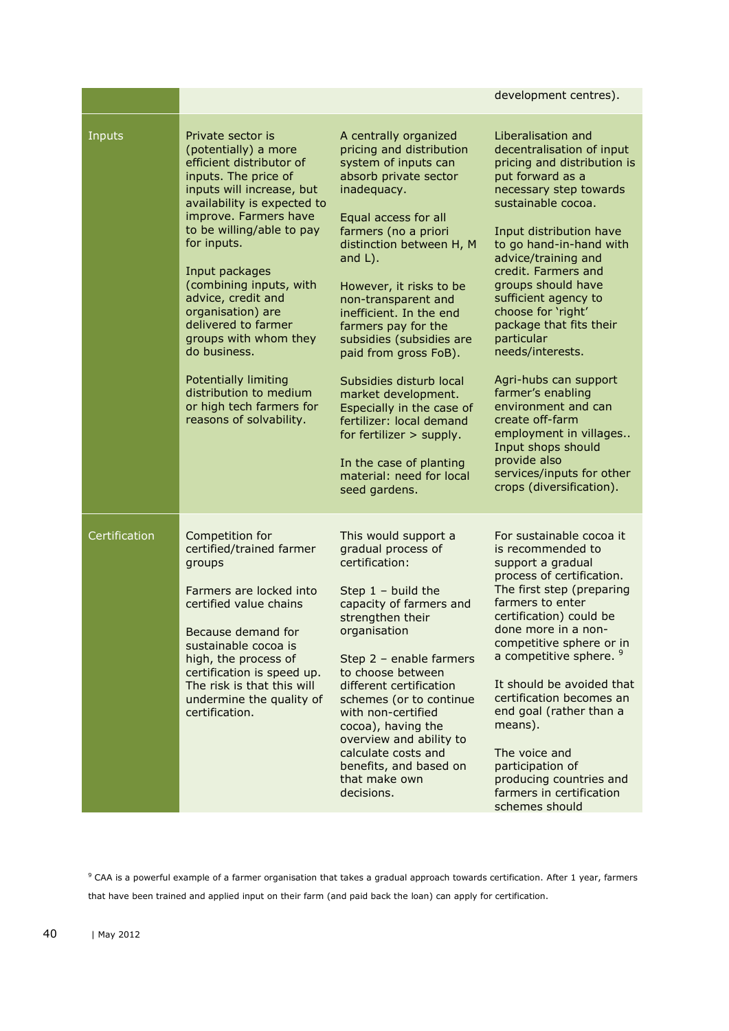|  |  |  |  |
|---|---|---|---|
|  |  |  | development centres). |
| Inputs | Private sector is (potentially) a more efficient distributor of inputs. The price of inputs will increase, but availability is expected to improve. Farmers have to be willing/able to pay for inputs.<br><br>Input packages (combining inputs, with advice, credit and organisation) are delivered to farmer groups with whom they do business.<br><br>Potentially limiting distribution to medium or high tech farmers for reasons of solvability. | A centrally organized pricing and distribution system of inputs can absorb private sector inadequacy.<br><br>Equal access for all farmers (no a priori distinction between H, M and L).<br><br>However, it risks to be non-transparent and inefficient. In the end farmers pay for the subsidies (subsidies are paid from gross FoB).<br><br>Subsidies disturb local market development. Especially in the case of fertilizer: local demand for fertilizer > supply.<br><br>In the case of planting material: need for local seed gardens. | Liberalisation and decentralisation of input pricing and distribution is put forward as a necessary step towards sustainable cocoa.<br><br>Input distribution have to go hand-in-hand with advice/training and credit. Farmers and groups should have sufficient agency to choose for 'right' package that fits their particular needs/interests.<br><br>Agri-hubs can support farmer's enabling environment and can create off-farm employment in villages.. Input shops should provide also services/inputs for other crops (diversification). |
| Certification | Competition for certified/trained farmer groups<br><br>Farmers are locked into certified value chains<br><br>Because demand for sustainable cocoa is high, the process of certification is speed up. The risk is that this will undermine the quality of certification. | This would support a gradual process of certification:<br><br>Step 1 – build the capacity of farmers and strengthen their organisation<br><br>Step 2 – enable farmers to choose between different certification schemes (or to continue with non-certified cocoa), having the overview and ability to calculate costs and benefits, and based on that make own decisions. | For sustainable cocoa it is recommended to support a gradual process of certification. The first step (preparing farmers to enter certification) could be done more in a non-competitive sphere or in a competitive sphere. [9]<br><br>It should be avoided that certification becomes an end goal (rather than a means).<br><br>The voice and participation of producing countries and farmers in certification schemes should |

[9] CAA is a powerful example of a farmer organisation that takes a gradual approach towards certification. After 1 year, farmers that have been trained and applied input on their farm (and paid back the loan) can apply for certification.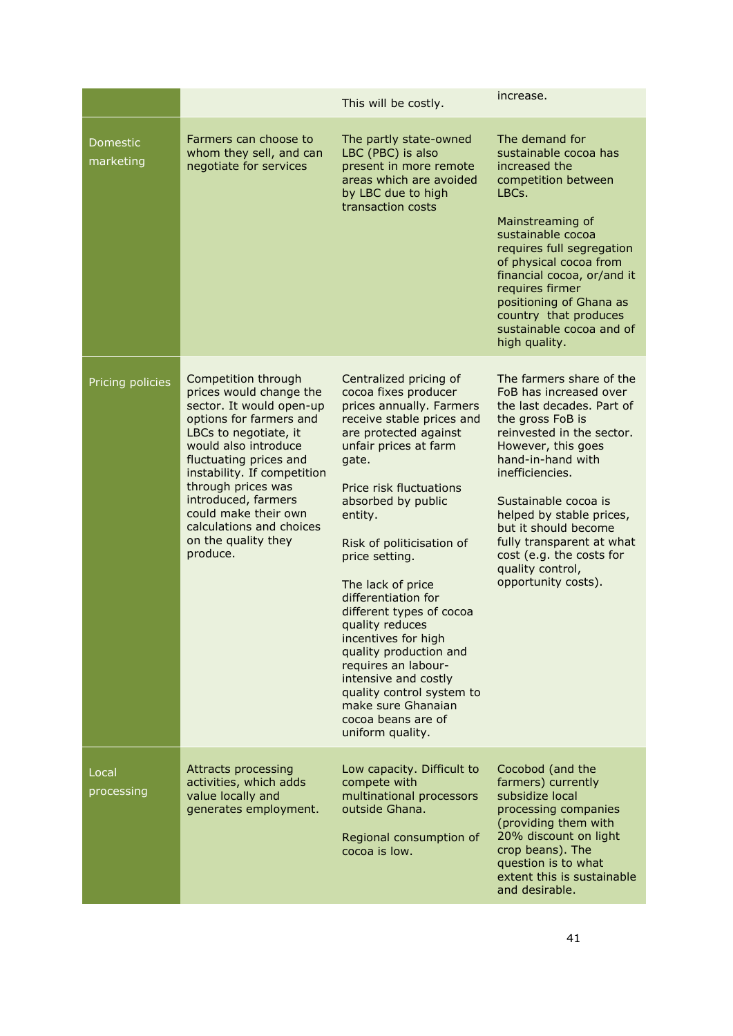| | | | |
|---|---|---|---|
| | | This will be costly. | increase. |
| Domestic marketing | Farmers can choose to whom they sell, and can negotiate for services | The partly state-owned LBC (PBC) is also present in more remote areas which are avoided by LBC due to high transaction costs | The demand for sustainable cocoa has increased the competition between LBCs.<br><br>Mainstreaming of sustainable cocoa requires full segregation of physical cocoa from financial cocoa, or/and it requires firmer positioning of Ghana as country that produces sustainable cocoa and of high quality. |
| Pricing policies | Competition through prices would change the sector. It would open-up options for farmers and LBCs to negotiate, it would also introduce fluctuating prices and instability. If competition through prices was introduced, farmers could make their own calculations and choices on the quality they produce. | Centralized pricing of cocoa fixes producer prices annually. Farmers receive stable prices and are protected against unfair prices at farm gate.<br><br>Price risk fluctuations absorbed by public entity.<br><br>Risk of politicisation of price setting.<br><br>The lack of price differentiation for different types of cocoa quality reduces incentives for high quality production and requires an labour-intensive and costly quality control system to make sure Ghanaian cocoa beans are of uniform quality. | The farmers share of the FoB has increased over the last decades. Part of the gross FoB is reinvested in the sector. However, this goes hand-in-hand with inefficiencies.<br><br>Sustainable cocoa is helped by stable prices, but it should become fully transparent at what cost (e.g. the costs for quality control, opportunity costs). |
| Local processing | Attracts processing activities, which adds value locally and generates employment. | Low capacity. Difficult to compete with multinational processors outside Ghana.<br><br>Regional consumption of cocoa is low. | Cocobod (and the farmers) currently subsidize local processing companies (providing them with 20% discount on light crop beans). The question is to what extent this is sustainable and desirable. |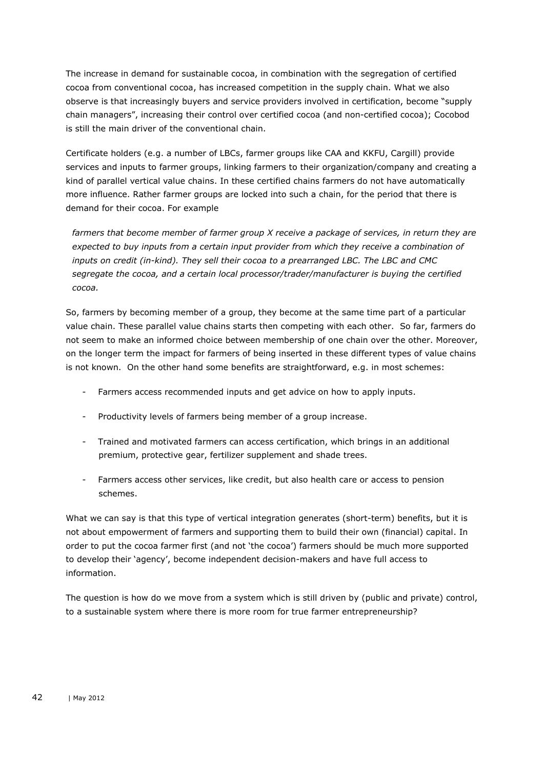The increase in demand for sustainable cocoa, in combination with the segregation of certified cocoa from conventional cocoa, has increased competition in the supply chain. What we also observe is that increasingly buyers and service providers involved in certification, become "supply chain managers", increasing their control over certified cocoa (and non-certified cocoa); Cocobod is still the main driver of the conventional chain.

Certificate holders (e.g. a number of LBCs, farmer groups like CAA and KKFU, Cargill) provide services and inputs to farmer groups, linking farmers to their organization/company and creating a kind of parallel vertical value chains. In these certified chains farmers do not have automatically more influence. Rather farmer groups are locked into such a chain, for the period that there is demand for their cocoa. For example

> *farmers that become member of farmer group X receive a package of services, in return they are expected to buy inputs from a certain input provider from which they receive a combination of inputs on credit (in-kind). They sell their cocoa to a prearranged LBC. The LBC and CMC segregate the cocoa, and a certain local processor/trader/manufacturer is buying the certified cocoa.*

So, farmers by becoming member of a group, they become at the same time part of a particular value chain. These parallel value chains starts then competing with each other. So far, farmers do not seem to make an informed choice between membership of one chain over the other. Moreover, on the longer term the impact for farmers of being inserted in these different types of value chains is not known. On the other hand some benefits are straightforward, e.g. in most schemes:

- Farmers access recommended inputs and get advice on how to apply inputs.
- Productivity levels of farmers being member of a group increase.
- Trained and motivated farmers can access certification, which brings in an additional premium, protective gear, fertilizer supplement and shade trees.
- Farmers access other services, like credit, but also health care or access to pension schemes.

What we can say is that this type of vertical integration generates (short-term) benefits, but it is not about empowerment of farmers and supporting them to build their own (financial) capital. In order to put the cocoa farmer first (and not 'the cocoa') farmers should be much more supported to develop their 'agency', become independent decision-makers and have full access to information.

The question is how do we move from a system which is still driven by (public and private) control, to a sustainable system where there is more room for true farmer entrepreneurship?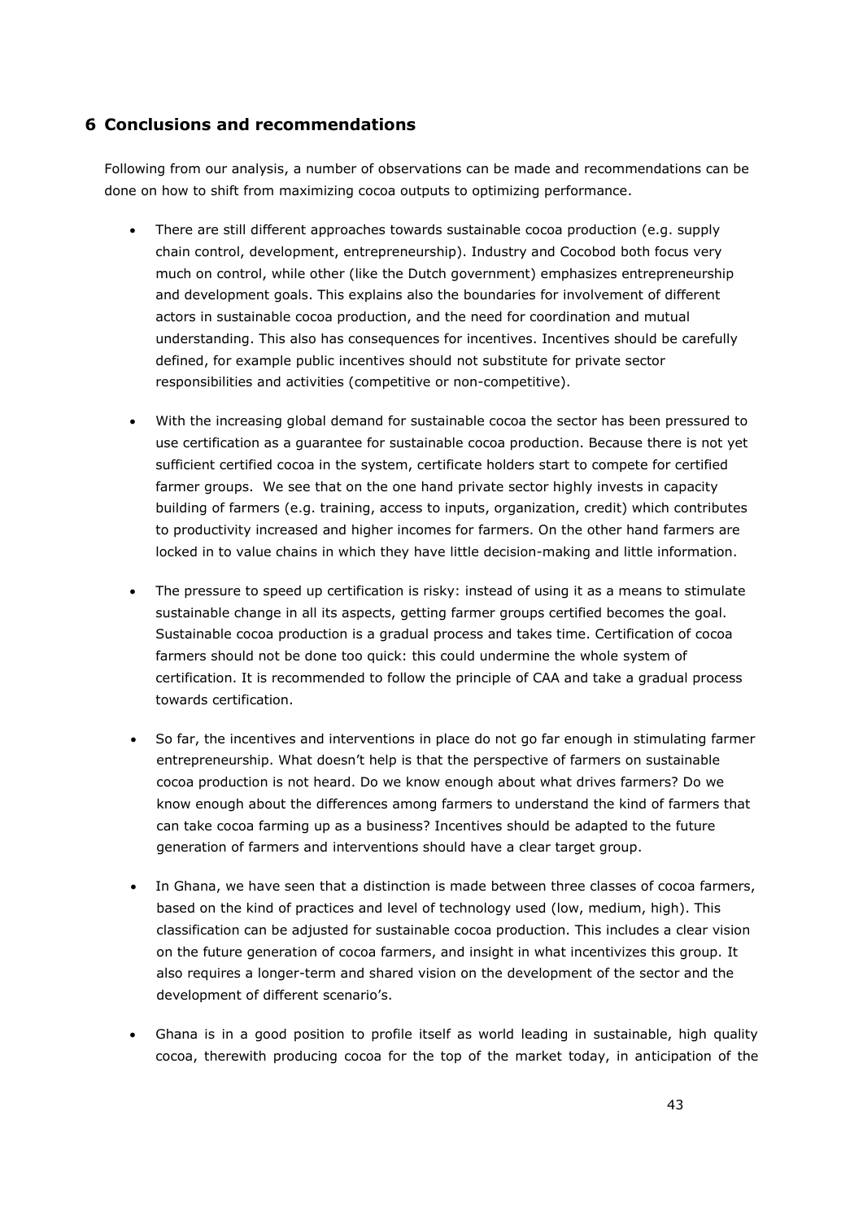## 6 Conclusions and recommendations

Following from our analysis, a number of observations can be made and recommendations can be done on how to shift from maximizing cocoa outputs to optimizing performance.

- There are still different approaches towards sustainable cocoa production (e.g. supply chain control, development, entrepreneurship). Industry and Cocobod both focus very much on control, while other (like the Dutch government) emphasizes entrepreneurship and development goals. This explains also the boundaries for involvement of different actors in sustainable cocoa production, and the need for coordination and mutual understanding. This also has consequences for incentives. Incentives should be carefully defined, for example public incentives should not substitute for private sector responsibilities and activities (competitive or non-competitive).

- With the increasing global demand for sustainable cocoa the sector has been pressured to use certification as a guarantee for sustainable cocoa production. Because there is not yet sufficient certified cocoa in the system, certificate holders start to compete for certified farmer groups. We see that on the one hand private sector highly invests in capacity building of farmers (e.g. training, access to inputs, organization, credit) which contributes to productivity increased and higher incomes for farmers. On the other hand farmers are locked in to value chains in which they have little decision-making and little information.

- The pressure to speed up certification is risky: instead of using it as a means to stimulate sustainable change in all its aspects, getting farmer groups certified becomes the goal. Sustainable cocoa production is a gradual process and takes time. Certification of cocoa farmers should not be done too quick: this could undermine the whole system of certification. It is recommended to follow the principle of CAA and take a gradual process towards certification.

- So far, the incentives and interventions in place do not go far enough in stimulating farmer entrepreneurship. What doesn't help is that the perspective of farmers on sustainable cocoa production is not heard. Do we know enough about what drives farmers? Do we know enough about the differences among farmers to understand the kind of farmers that can take cocoa farming up as a business? Incentives should be adapted to the future generation of farmers and interventions should have a clear target group.

- In Ghana, we have seen that a distinction is made between three classes of cocoa farmers, based on the kind of practices and level of technology used (low, medium, high). This classification can be adjusted for sustainable cocoa production. This includes a clear vision on the future generation of cocoa farmers, and insight in what incentivizes this group. It also requires a longer-term and shared vision on the development of the sector and the development of different scenario's.

- Ghana is in a good position to profile itself as world leading in sustainable, high quality cocoa, therewith producing cocoa for the top of the market today, in anticipation of the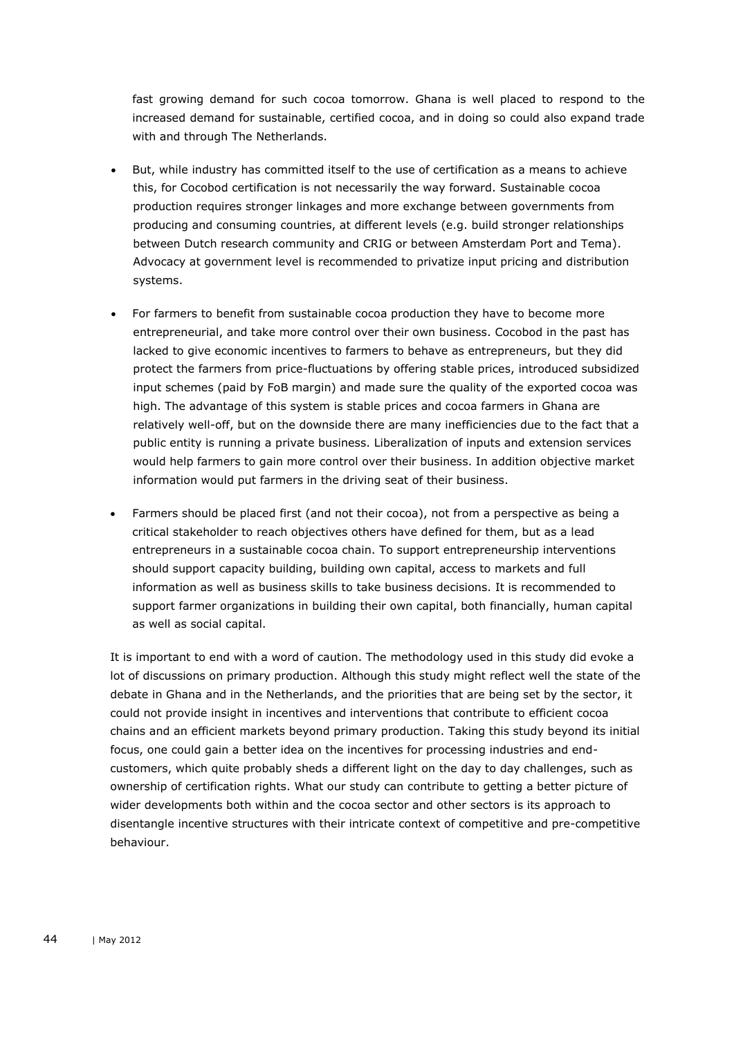fast growing demand for such cocoa tomorrow. Ghana is well placed to respond to the increased demand for sustainable, certified cocoa, and in doing so could also expand trade with and through The Netherlands.

- But, while industry has committed itself to the use of certification as a means to achieve this, for Cocobod certification is not necessarily the way forward. Sustainable cocoa production requires stronger linkages and more exchange between governments from producing and consuming countries, at different levels (e.g. build stronger relationships between Dutch research community and CRIG or between Amsterdam Port and Tema). Advocacy at government level is recommended to privatize input pricing and distribution systems.
- For farmers to benefit from sustainable cocoa production they have to become more entrepreneurial, and take more control over their own business. Cocobod in the past has lacked to give economic incentives to farmers to behave as entrepreneurs, but they did protect the farmers from price-fluctuations by offering stable prices, introduced subsidized input schemes (paid by FoB margin) and made sure the quality of the exported cocoa was high. The advantage of this system is stable prices and cocoa farmers in Ghana are relatively well-off, but on the downside there are many inefficiencies due to the fact that a public entity is running a private business. Liberalization of inputs and extension services would help farmers to gain more control over their business. In addition objective market information would put farmers in the driving seat of their business.
- Farmers should be placed first (and not their cocoa), not from a perspective as being a critical stakeholder to reach objectives others have defined for them, but as a lead entrepreneurs in a sustainable cocoa chain. To support entrepreneurship interventions should support capacity building, building own capital, access to markets and full information as well as business skills to take business decisions. It is recommended to support farmer organizations in building their own capital, both financially, human capital as well as social capital.

It is important to end with a word of caution. The methodology used in this study did evoke a lot of discussions on primary production. Although this study might reflect well the state of the debate in Ghana and in the Netherlands, and the priorities that are being set by the sector, it could not provide insight in incentives and interventions that contribute to efficient cocoa chains and an efficient markets beyond primary production. Taking this study beyond its initial focus, one could gain a better idea on the incentives for processing industries and end-customers, which quite probably sheds a different light on the day to day challenges, such as ownership of certification rights. What our study can contribute to getting a better picture of wider developments both within and the cocoa sector and other sectors is its approach to disentangle incentive structures with their intricate context of competitive and pre-competitive behaviour.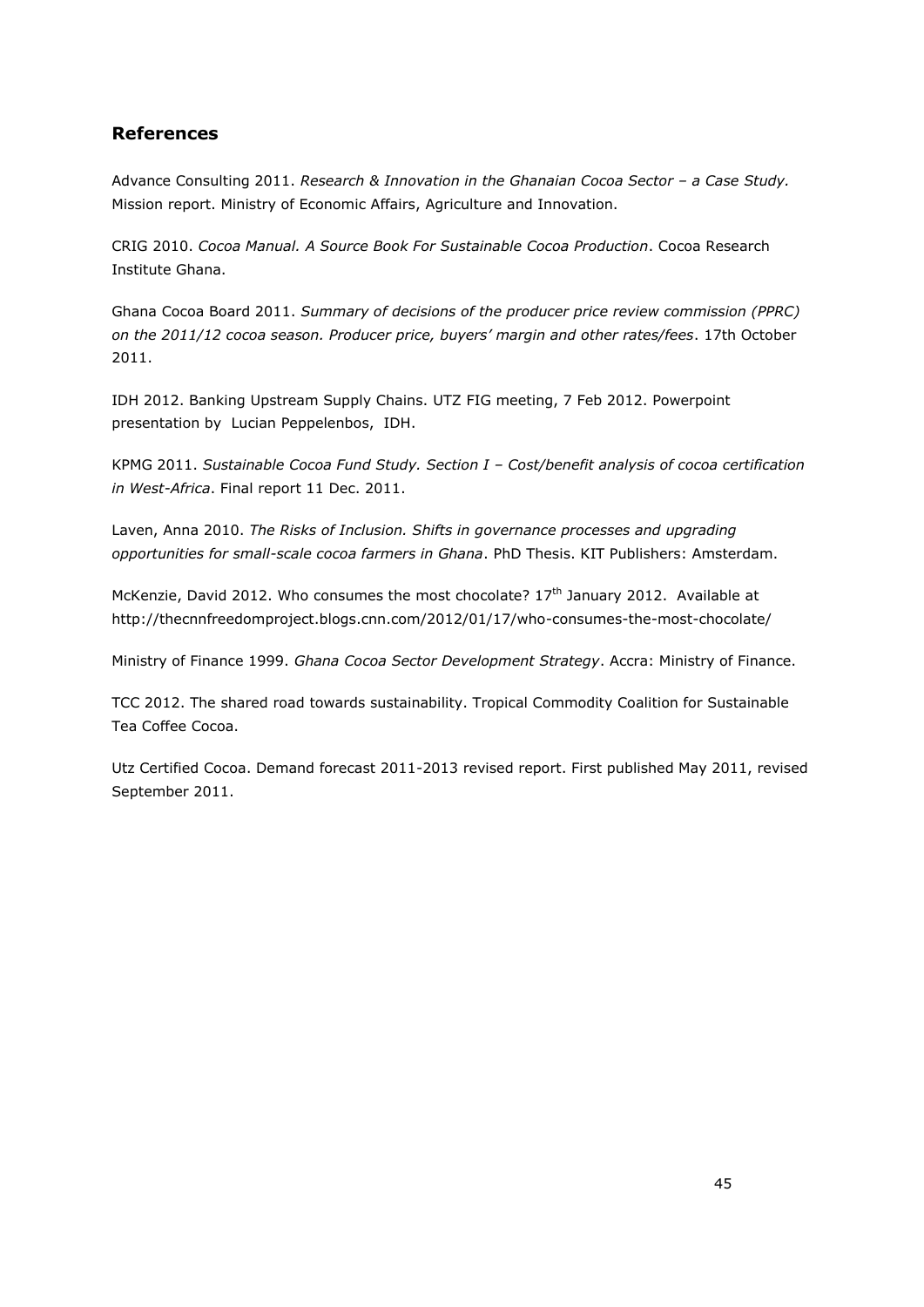## References

Advance Consulting 2011. *Research & Innovation in the Ghanaian Cocoa Sector – a Case Study.* Mission report. Ministry of Economic Affairs, Agriculture and Innovation.

CRIG 2010. *Cocoa Manual. A Source Book For Sustainable Cocoa Production*. Cocoa Research Institute Ghana.

Ghana Cocoa Board 2011. *Summary of decisions of the producer price review commission (PPRC) on the 2011/12 cocoa season. Producer price, buyers' margin and other rates/fees*. 17th October 2011.

IDH 2012. Banking Upstream Supply Chains. UTZ FIG meeting, 7 Feb 2012. Powerpoint presentation by Lucian Peppelenbos, IDH.

KPMG 2011. *Sustainable Cocoa Fund Study. Section I – Cost/benefit analysis of cocoa certification in West-Africa*. Final report 11 Dec. 2011.

Laven, Anna 2010. *The Risks of Inclusion. Shifts in governance processes and upgrading opportunities for small-scale cocoa farmers in Ghana*. PhD Thesis. KIT Publishers: Amsterdam.

McKenzie, David 2012. Who consumes the most chocolate? 17th January 2012. Available at http://thecnnfreedomproject.blogs.cnn.com/2012/01/17/who-consumes-the-most-chocolate/

Ministry of Finance 1999. *Ghana Cocoa Sector Development Strategy*. Accra: Ministry of Finance.

TCC 2012. The shared road towards sustainability. Tropical Commodity Coalition for Sustainable Tea Coffee Cocoa.

Utz Certified Cocoa. Demand forecast 2011-2013 revised report. First published May 2011, revised September 2011.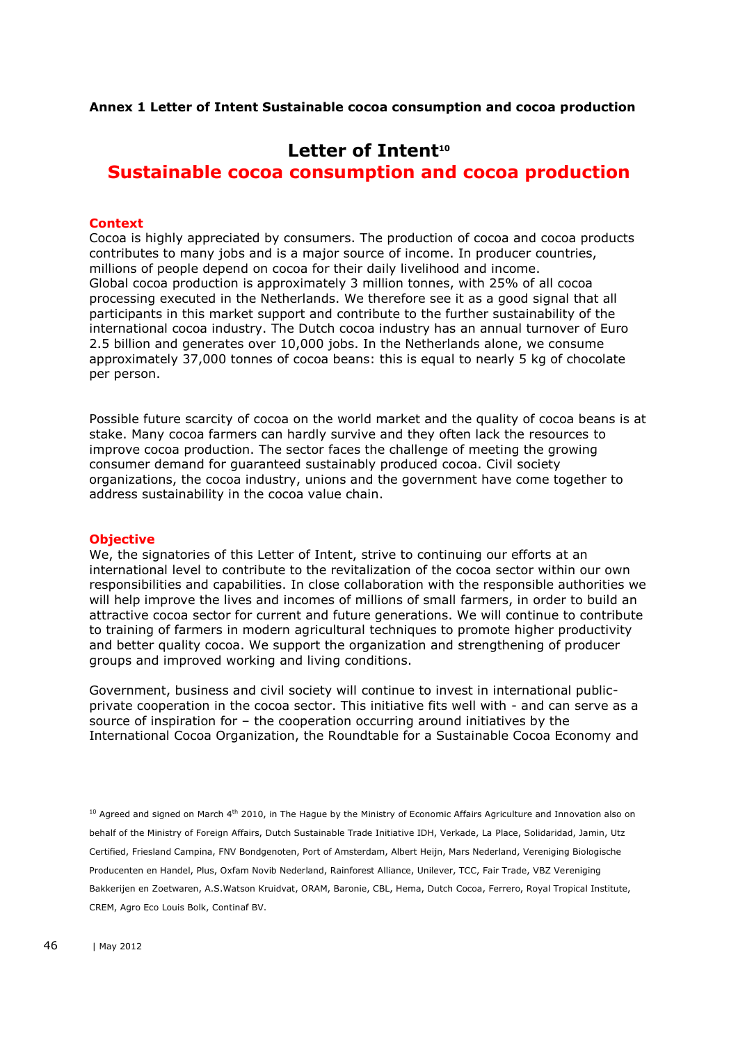**Annex 1 Letter of Intent Sustainable cocoa consumption and cocoa production**

# Letter of Intent[10]

# Sustainable cocoa consumption and cocoa production

## Context

Cocoa is highly appreciated by consumers. The production of cocoa and cocoa products contributes to many jobs and is a major source of income. In producer countries, millions of people depend on cocoa for their daily livelihood and income.
Global cocoa production is approximately 3 million tonnes, with 25% of all cocoa processing executed in the Netherlands. We therefore see it as a good signal that all participants in this market support and contribute to the further sustainability of the international cocoa industry. The Dutch cocoa industry has an annual turnover of Euro 2.5 billion and generates over 10,000 jobs. In the Netherlands alone, we consume approximately 37,000 tonnes of cocoa beans: this is equal to nearly 5 kg of chocolate per person.

Possible future scarcity of cocoa on the world market and the quality of cocoa beans is at stake. Many cocoa farmers can hardly survive and they often lack the resources to improve cocoa production. The sector faces the challenge of meeting the growing consumer demand for guaranteed sustainably produced cocoa. Civil society organizations, the cocoa industry, unions and the government have come together to address sustainability in the cocoa value chain.

## Objective

We, the signatories of this Letter of Intent, strive to continuing our efforts at an international level to contribute to the revitalization of the cocoa sector within our own responsibilities and capabilities. In close collaboration with the responsible authorities we will help improve the lives and incomes of millions of small farmers, in order to build an attractive cocoa sector for current and future generations. We will continue to contribute to training of farmers in modern agricultural techniques to promote higher productivity and better quality cocoa. We support the organization and strengthening of producer groups and improved working and living conditions.

Government, business and civil society will continue to invest in international public-private cooperation in the cocoa sector. This initiative fits well with - and can serve as a source of inspiration for – the cooperation occurring around initiatives by the International Cocoa Organization, the Roundtable for a Sustainable Cocoa Economy and

[10] Agreed and signed on March 4th 2010, in The Hague by the Ministry of Economic Affairs Agriculture and Innovation also on behalf of the Ministry of Foreign Affairs, Dutch Sustainable Trade Initiative IDH, Verkade, La Place, Solidaridad, Jamin, Utz Certified, Friesland Campina, FNV Bondgenoten, Port of Amsterdam, Albert Heijn, Mars Nederland, Vereniging Biologische Producenten en Handel, Plus, Oxfam Novib Nederland, Rainforest Alliance, Unilever, TCC, Fair Trade, VBZ Vereniging Bakkerijen en Zoetwaren, A.S.Watson Kruidvat, ORAM, Baronie, CBL, Hema, Dutch Cocoa, Ferrero, Royal Tropical Institute, CREM, Agro Eco Louis Bolk, Continaf BV.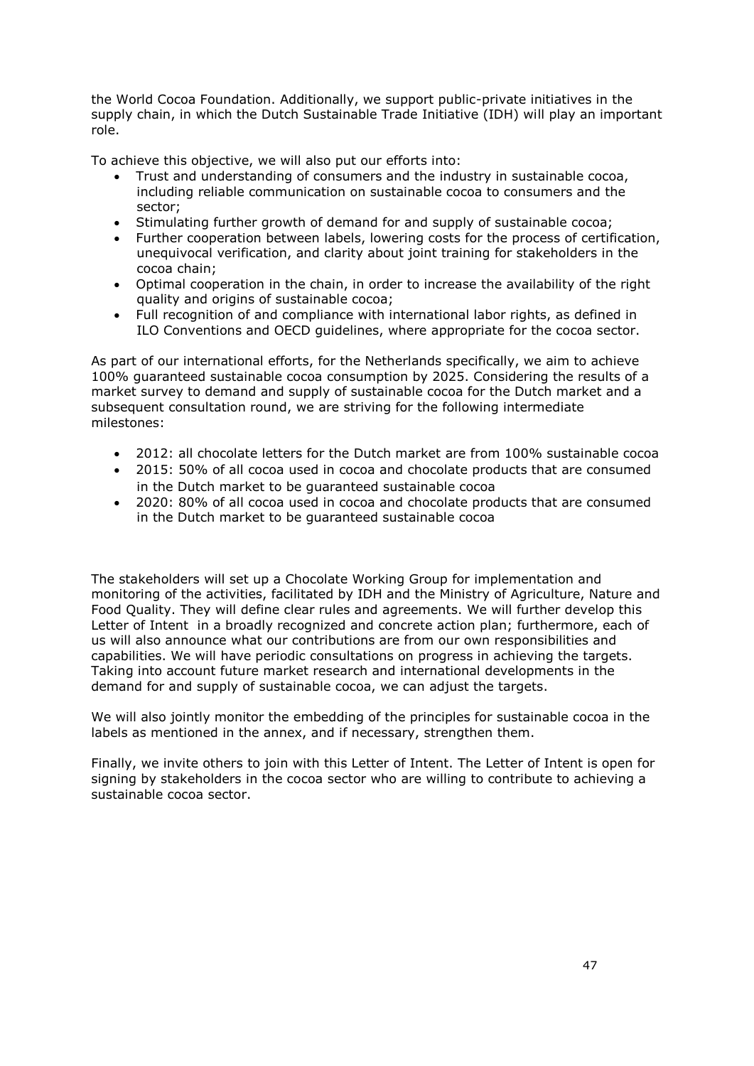the World Cocoa Foundation. Additionally, we support public-private initiatives in the supply chain, in which the Dutch Sustainable Trade Initiative (IDH) will play an important role.

To achieve this objective, we will also put our efforts into:

- Trust and understanding of consumers and the industry in sustainable cocoa, including reliable communication on sustainable cocoa to consumers and the sector;
- Stimulating further growth of demand for and supply of sustainable cocoa;
- Further cooperation between labels, lowering costs for the process of certification, unequivocal verification, and clarity about joint training for stakeholders in the cocoa chain;
- Optimal cooperation in the chain, in order to increase the availability of the right quality and origins of sustainable cocoa;
- Full recognition of and compliance with international labor rights, as defined in ILO Conventions and OECD guidelines, where appropriate for the cocoa sector.

As part of our international efforts, for the Netherlands specifically, we aim to achieve 100% guaranteed sustainable cocoa consumption by 2025. Considering the results of a market survey to demand and supply of sustainable cocoa for the Dutch market and a subsequent consultation round, we are striving for the following intermediate milestones:

- 2012: all chocolate letters for the Dutch market are from 100% sustainable cocoa
- 2015: 50% of all cocoa used in cocoa and chocolate products that are consumed in the Dutch market to be guaranteed sustainable cocoa
- 2020: 80% of all cocoa used in cocoa and chocolate products that are consumed in the Dutch market to be guaranteed sustainable cocoa

The stakeholders will set up a Chocolate Working Group for implementation and monitoring of the activities, facilitated by IDH and the Ministry of Agriculture, Nature and Food Quality. They will define clear rules and agreements. We will further develop this Letter of Intent in a broadly recognized and concrete action plan; furthermore, each of us will also announce what our contributions are from our own responsibilities and capabilities. We will have periodic consultations on progress in achieving the targets. Taking into account future market research and international developments in the demand for and supply of sustainable cocoa, we can adjust the targets.

We will also jointly monitor the embedding of the principles for sustainable cocoa in the labels as mentioned in the annex, and if necessary, strengthen them.

Finally, we invite others to join with this Letter of Intent. The Letter of Intent is open for signing by stakeholders in the cocoa sector who are willing to contribute to achieving a sustainable cocoa sector.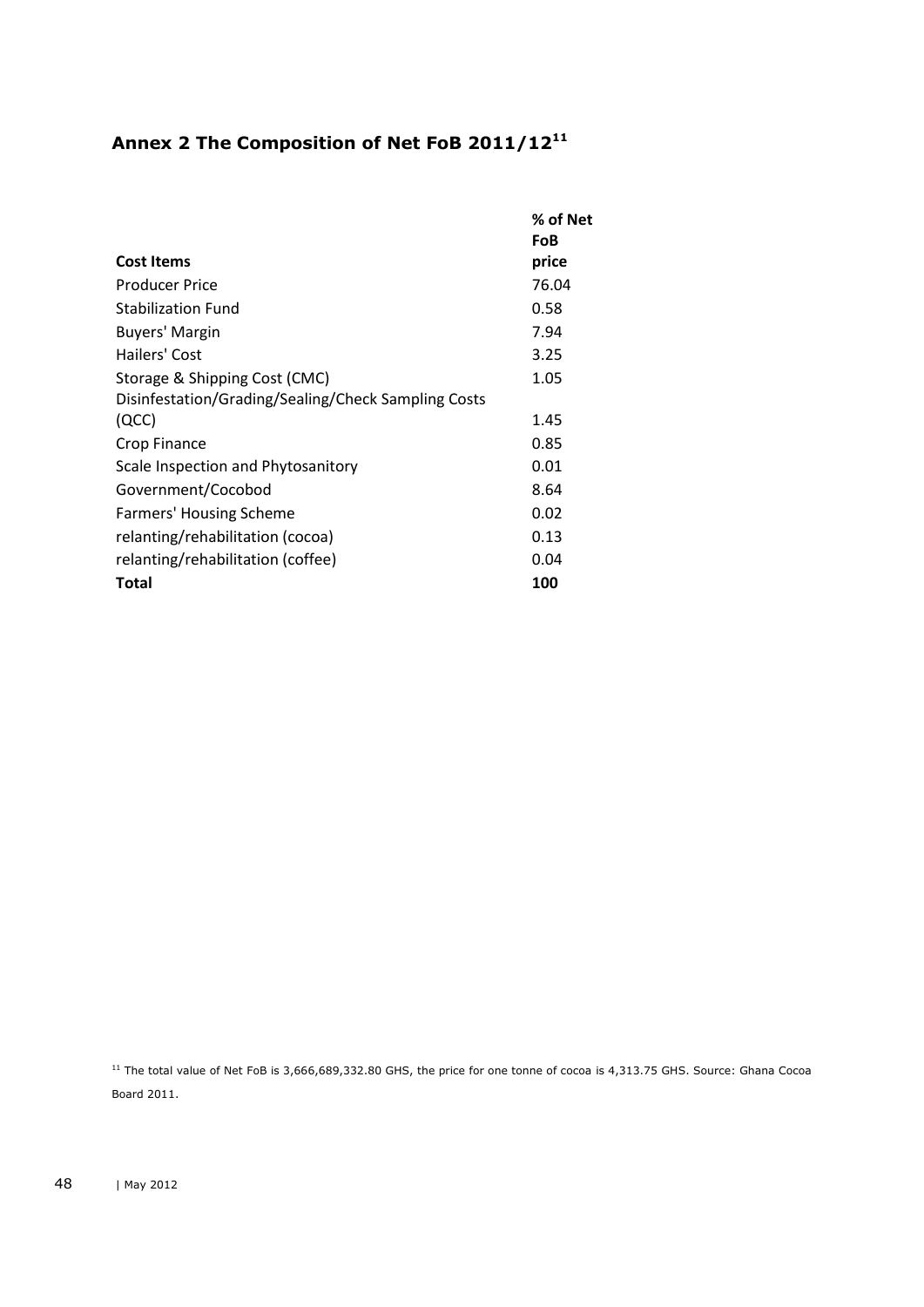## Annex 2 The Composition of Net FoB 2011/12[11]

| Cost Items | % of Net FoB price |
|---|---|
| Producer Price | 76.04 |
| Stabilization Fund | 0.58 |
| Buyers' Margin | 7.94 |
| Hailers' Cost | 3.25 |
| Storage & Shipping Cost (CMC) | 1.05 |
| Disinfestation/Grading/Sealing/Check Sampling Costs (QCC) | 1.45 |
| Crop Finance | 0.85 |
| Scale Inspection and Phytosanitory | 0.01 |
| Government/Cocobod | 8.64 |
| Farmers' Housing Scheme | 0.02 |
| relanting/rehabilitation (cocoa) | 0.13 |
| relanting/rehabilitation (coffee) | 0.04 |
| **Total** | **100** |

[11] The total value of Net FoB is 3,666,689,332.80 GHS, the price for one tonne of cocoa is 4,313.75 GHS. Source: Ghana Cocoa Board 2011.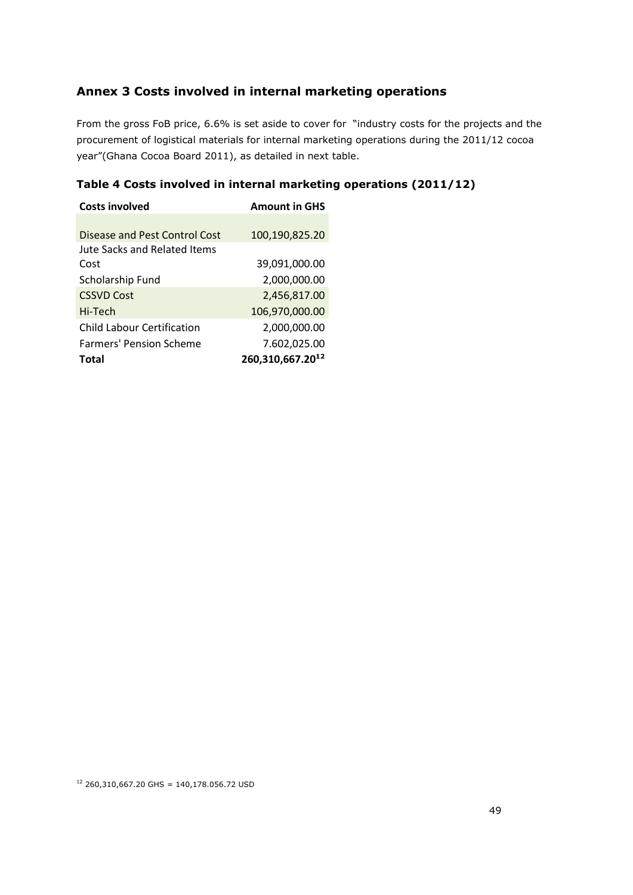## Annex 3 Costs involved in internal marketing operations

From the gross FoB price, 6.6% is set aside to cover for "industry costs for the projects and the procurement of logistical materials for internal marketing operations during the 2011/12 cocoa year"(Ghana Cocoa Board 2011), as detailed in next table.

### Table 4 Costs involved in internal marketing operations (2011/12)

| Costs involved | Amount in GHS |
|---|---|
| Disease and Pest Control Cost | 100,190,825.20 |
| Jute Sacks and Related Items Cost | 39,091,000.00 |
| Scholarship Fund | 2,000,000.00 |
| CSSVD Cost | 2,456,817.00 |
| Hi-Tech | 106,970,000.00 |
| Child Labour Certification | 2,000,000.00 |
| Farmers' Pension Scheme | 7.602,025.00 |
| **Total** | **260,310,667.20**[12] |

[12] 260,310,667.20 GHS = 140,178.056.72 USD